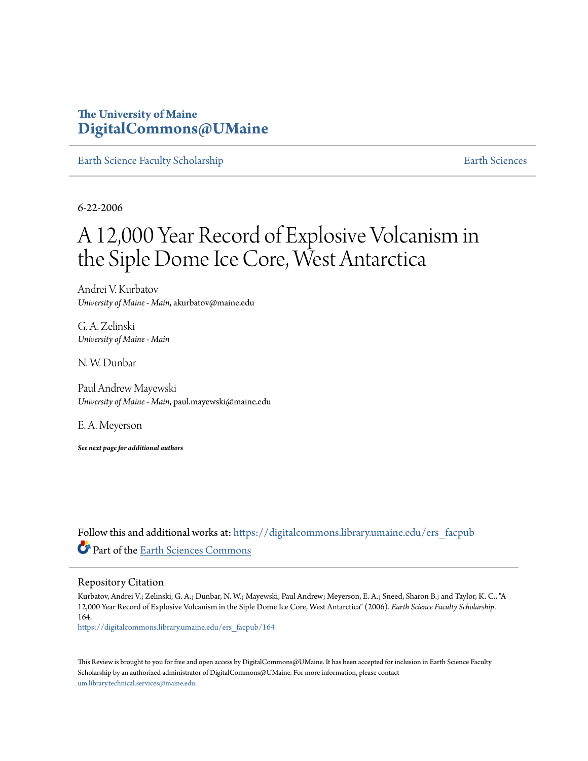The University of Maine
**DigitalCommons@UMaine**

Earth Science Faculty Scholarship | Earth Sciences

6-22-2006

# A 12,000 Year Record of Explosive Volcanism in the Siple Dome Ice Core, West Antarctica

Andrei V. Kurbatov
*University of Maine - Main*, akurbatov@maine.edu

G. A. Zelinski
*University of Maine - Main*

N. W. Dunbar

Paul Andrew Mayewski
*University of Maine - Main*, paul.mayewski@maine.edu

E. A. Meyerson

***See next page for additional authors***

Follow this and additional works at: https://digitalcommons.library.umaine.edu/ers_facpub

Part of the Earth Sciences Commons

## Repository Citation

Kurbatov, Andrei V.; Zelinski, G. A.; Dunbar, N. W.; Mayewski, Paul Andrew; Meyerson, E. A.; Sneed, Sharon B.; and Taylor, K. C., "A 12,000 Year Record of Explosive Volcanism in the Siple Dome Ice Core, West Antarctica" (2006). *Earth Science Faculty Scholarship*. 164.
https://digitalcommons.library.umaine.edu/ers_facpub/164

This Review is brought to you for free and open access by DigitalCommons@UMaine. It has been accepted for inclusion in Earth Science Faculty Scholarship by an authorized administrator of DigitalCommons@UMaine. For more information, please contact um.library.technical.services@maine.edu.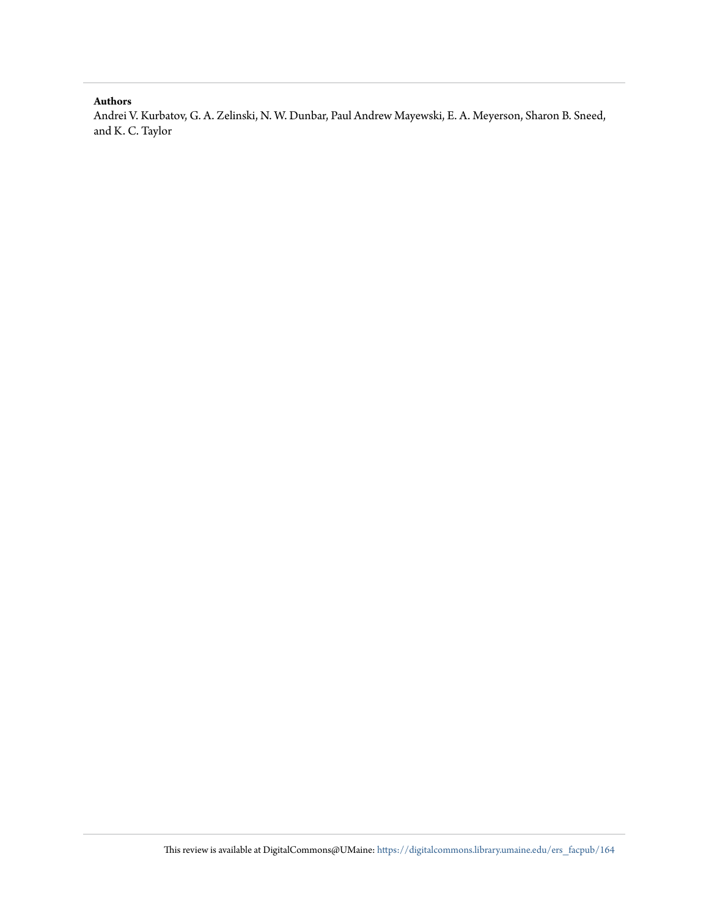**Authors**

Andrei V. Kurbatov, G. A. Zelinski, N. W. Dunbar, Paul Andrew Mayewski, E. A. Meyerson, Sharon B. Sneed, and K. C. Taylor

This review is available at DigitalCommons@UMaine: https://digitalcommons.library.umaine.edu/ers_facpub/164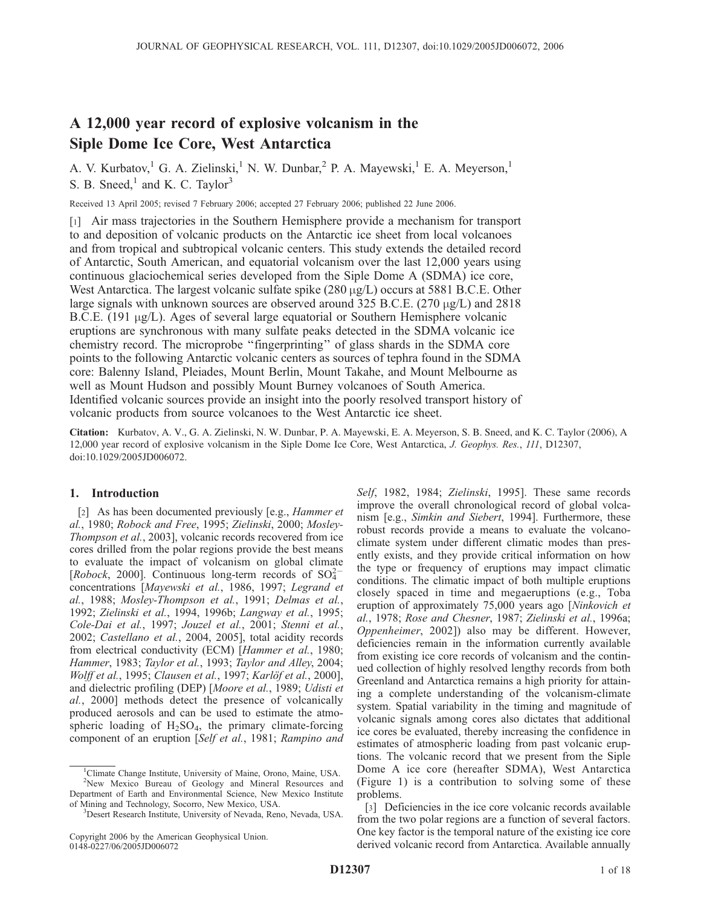# A 12,000 year record of explosive volcanism in the Siple Dome Ice Core, West Antarctica

A. V. Kurbatov,[1] G. A. Zielinski,[1] N. W. Dunbar,[2] P. A. Mayewski,[1] E. A. Meyerson,[1] S. B. Sneed,[1] and K. C. Taylor[3]

Received 13 April 2005; revised 7 February 2006; accepted 27 February 2006; published 22 June 2006.

[1] Air mass trajectories in the Southern Hemisphere provide a mechanism for transport to and deposition of volcanic products on the Antarctic ice sheet from local volcanoes and from tropical and subtropical volcanic centers. This study extends the detailed record of Antarctic, South American, and equatorial volcanism over the last 12,000 years using continuous glaciochemical series developed from the Siple Dome A (SDMA) ice core, West Antarctica. The largest volcanic sulfate spike (280 μg/L) occurs at 5881 B.C.E. Other large signals with unknown sources are observed around 325 B.C.E. (270 μg/L) and 2818 B.C.E. (191 μg/L). Ages of several large equatorial or Southern Hemisphere volcanic eruptions are synchronous with many sulfate peaks detected in the SDMA volcanic ice chemistry record. The microprobe "fingerprinting" of glass shards in the SDMA core points to the following Antarctic volcanic centers as sources of tephra found in the SDMA core: Balenny Island, Pleiades, Mount Berlin, Mount Takahe, and Mount Melbourne as well as Mount Hudson and possibly Mount Burney volcanoes of South America. Identified volcanic sources provide an insight into the poorly resolved transport history of volcanic products from source volcanoes to the West Antarctic ice sheet.

**Citation:** Kurbatov, A. V., G. A. Zielinski, N. W. Dunbar, P. A. Mayewski, E. A. Meyerson, S. B. Sneed, and K. C. Taylor (2006), A 12,000 year record of explosive volcanism in the Siple Dome Ice Core, West Antarctica, *J. Geophys. Res.*, *111*, D12307, doi:10.1029/2005JD006072.

## 1. Introduction

[2] As has been documented previously [e.g., *Hammer et al.*, 1980; *Robock and Free*, 1995; *Zielinski*, 2000; *Mosley-Thompson et al.*, 2003], volcanic records recovered from ice cores drilled from the polar regions provide the best means to evaluate the impact of volcanism on global climate [*Robock*, 2000]. Continuous long-term records of $SO_4^{2-}$ concentrations [*Mayewski et al.*, 1986, 1997; *Legrand et al.*, 1988; *Mosley-Thompson et al.*, 1991; *Delmas et al.*, 1992; *Zielinski et al.*, 1994, 1996b; *Langway et al.*, 1995; *Cole-Dai et al.*, 1997; *Jouzel et al.*, 2001; *Stenni et al.*, 2002; *Castellano et al.*, 2004, 2005], total acidity records from electrical conductivity (ECM) [*Hammer et al.*, 1980; *Hammer*, 1983; *Taylor et al.*, 1993; *Taylor and Alley*, 2004; *Wolff et al.*, 1995; *Clausen et al.*, 1997; *Karlöf et al.*, 2000], and dielectric profiling (DEP) [*Moore et al.*, 1989; *Udisti et al.*, 2000] methods detect the presence of volcanically produced aerosols and can be used to estimate the atmospheric loading of $H_2SO_4$, the primary climate-forcing component of an eruption [*Self et al.*, 1981; *Rampino and Self*, 1982, 1984; *Zielinski*, 1995]. These same records improve the overall chronological record of global volcanism [e.g., *Simkin and Siebert*, 1994]. Furthermore, these robust records provide a means to evaluate the volcano-climate system under different climatic modes than presently exists, and they provide critical information on how the type or frequency of eruptions may impact climatic conditions. The climatic impact of both multiple eruptions closely spaced in time and megaeruptions (e.g., Toba eruption of approximately 75,000 years ago [*Ninkovich et al.*, 1978; *Rose and Chesner*, 1987; *Zielinski et al.*, 1996a; *Oppenheimer*, 2002]) also may be different. However, deficiencies remain in the information currently available from existing ice core records of volcanism and the continued collection of highly resolved lengthy records from both Greenland and Antarctica remains a high priority for attaining a complete understanding of the volcanism-climate system. Spatial variability in the timing and magnitude of volcanic signals among cores also dictates that additional ice cores be evaluated, thereby increasing the confidence in estimates of atmospheric loading from past volcanic eruptions. The volcanic record that we present from the Siple Dome A ice core (hereafter SDMA), West Antarctica (Figure 1) is a contribution to solving some of these problems.

[3] Deficiencies in the ice core volcanic records available from the two polar regions are a function of several factors. One key factor is the temporal nature of the existing ice core derived volcanic record from Antarctica. Available annually

[1] Climate Change Institute, University of Maine, Orono, Maine, USA.
[2] New Mexico Bureau of Geology and Mineral Resources and Department of Earth and Environmental Science, New Mexico Institute of Mining and Technology, Socorro, New Mexico, USA.
[3] Desert Research Institute, University of Nevada, Reno, Nevada, USA.

Copyright 2006 by the American Geophysical Union.
0148-0227/06/2005JD006072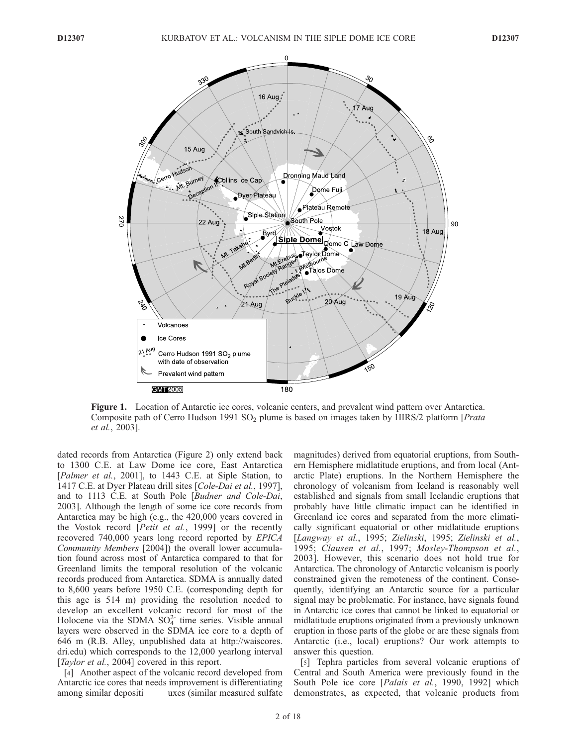**Figure 1.** Location of Antarctic ice cores, volcanic centers, and prevalent wind pattern over Antarctica. Composite path of Cerro Hudson 1991 $SO_2$ plume is based on images taken by HIRS/2 platform [*Prata et al.*, 2003].

dated records from Antarctica (Figure 2) only extend back to 1300 C.E. at Law Dome ice core, East Antarctica [*Palmer et al.*, 2001], to 1443 C.E. at Siple Station, to 1417 C.E. at Dyer Plateau drill sites [*Cole-Dai et al.*, 1997], and to 1113 C.E. at South Pole [*Budner and Cole-Dai*, 2003]. Although the length of some ice core records from Antarctica may be high (e.g., the 420,000 years covered in the Vostok record [*Petit et al.*, 1999] or the recently recovered 740,000 years long record reported by *EPICA Community Members* [2004]) the overall lower accumulation found across most of Antarctica compared to that for Greenland limits the temporal resolution of the volcanic records produced from Antarctica. SDMA is annually dated to 8,600 years before 1950 C.E. (corresponding depth for this age is 514 m) providing the resolution needed to develop an excellent volcanic record for most of the Holocene via the SDMA $SO_4^{2-}$ time series. Visible annual layers were observed in the SDMA ice core to a depth of 646 m (R.B. Alley, unpublished data at http://waiscores.dri.edu) which corresponds to the 12,000 yearlong interval [*Taylor et al.*, 2004] covered in this report.

[4] Another aspect of the volcanic record developed from Antarctic ice cores that needs improvement is differentiating among similar depositi uxes (similar measured sulfate magnitudes) derived from equatorial eruptions, from Southern Hemisphere midlatitude eruptions, and from local (Antarctic Plate) eruptions. In the Northern Hemisphere the chronology of volcanism from Iceland is reasonably well established and signals from small Icelandic eruptions that probably have little climatic impact can be identified in Greenland ice cores and separated from the more climatically significant equatorial or other midlatitude eruptions [*Langway et al.*, 1995; *Zielinski*, 1995; *Zielinski et al.*, 1995; *Clausen et al.*, 1997; *Mosley-Thompson et al.*, 2003]. However, this scenario does not hold true for Antarctica. The chronology of Antarctic volcanism is poorly constrained given the remoteness of the continent. Consequently, identifying an Antarctic source for a particular signal may be problematic. For instance, have signals found in Antarctic ice cores that cannot be linked to equatorial or midlatitude eruptions originated from a previously unknown eruption in those parts of the globe or are these signals from Antarctic (i.e., local) eruptions? Our work attempts to answer this question.

[5] Tephra particles from several volcanic eruptions of Central and South America were previously found in the South Pole ice core [*Palais et al.*, 1990, 1992] which demonstrates, as expected, that volcanic products from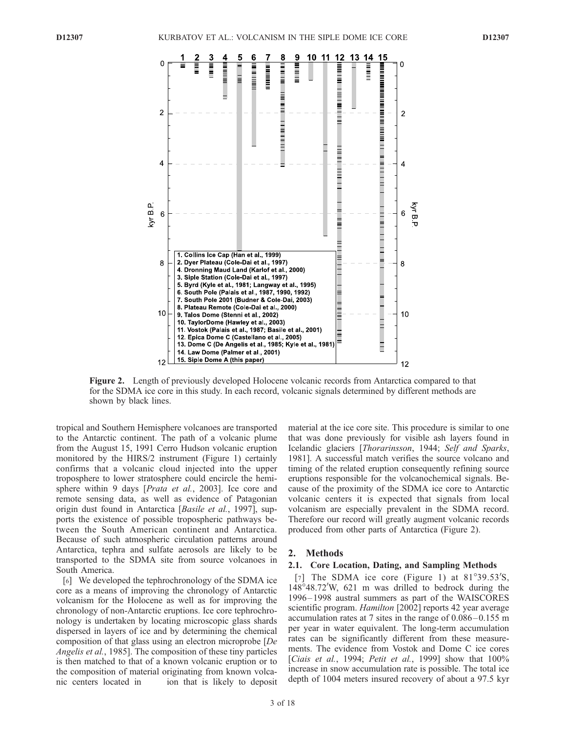**Figure 2.** Length of previously developed Holocene volcanic records from Antarctica compared to that for the SDMA ice core in this study. In each record, volcanic signals determined by different methods are shown by black lines.

tropical and Southern Hemisphere volcanoes are transported to the Antarctic continent. The path of a volcanic plume from the August 15, 1991 Cerro Hudson volcanic eruption monitored by the HIRS/2 instrument (Figure 1) certainly confirms that a volcanic cloud injected into the upper troposphere to lower stratosphere could encircle the hemisphere within 9 days [*Prata et al.*, 2003]. Ice core and remote sensing data, as well as evidence of Patagonian origin dust found in Antarctica [*Basile et al.*, 1997], supports the existence of possible tropospheric pathways between the South American continent and Antarctica. Because of such atmospheric circulation patterns around Antarctica, tephra and sulfate aerosols are likely to be transported to the SDMA site from source volcanoes in South America.

[6] We developed the tephrochronology of the SDMA ice core as a means of improving the chronology of Antarctic volcanism for the Holocene as well as for improving the chronology of non-Antarctic eruptions. Ice core tephrochronology is undertaken by locating microscopic glass shards dispersed in layers of ice and by determining the chemical composition of that glass using an electron microprobe [*De Angelis et al.*, 1985]. The composition of these tiny particles is then matched to that of a known volcanic eruption or to the composition of material originating from known volcanic centers located in ion that is likely to deposit material at the ice core site. This procedure is similar to one that was done previously for visible ash layers found in Icelandic glaciers [*Thorarinsson*, 1944; *Self and Sparks*, 1981]. A successful match verifies the source volcano and timing of the related eruption consequently refining source eruptions responsible for the volcanochemical signals. Because of the proximity of the SDMA ice core to Antarctic volcanic centers it is expected that signals from local volcanism are especially prevalent in the SDMA record. Therefore our record will greatly augment volcanic records produced from other parts of Antarctica (Figure 2).

## 2. Methods

### 2.1. Core Location, Dating, and Sampling Methods

[7] The SDMA ice core (Figure 1) at 81°39.53′S, 148°48.72′W, 621 m was drilled to bedrock during the 1996–1998 austral summers as part of the WAISCORES scientific program. *Hamilton* [2002] reports 42 year average accumulation rates at 7 sites in the range of 0.086–0.155 m per year in water equivalent. The long-term accumulation rates can be significantly different from these measurements. The evidence from Vostok and Dome C ice cores [*Ciais et al.*, 1994; *Petit et al.*, 1999] show that 100% increase in snow accumulation rate is possible. The total ice depth of 1004 meters insured recovery of about a 97.5 kyr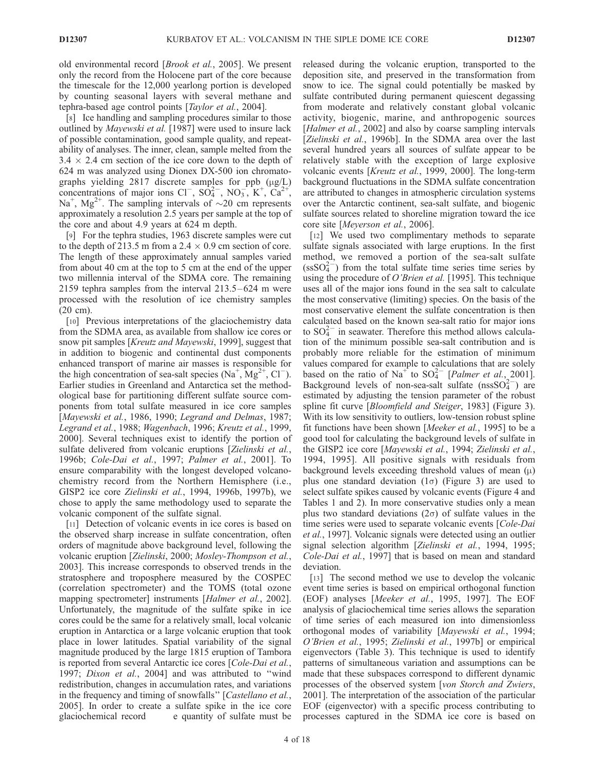old environmental record [*Brook et al.*, 2005]. We present only the record from the Holocene part of the core because the timescale for the 12,000 yearlong portion is developed by counting seasonal layers with several methane and tephra-based age control points [*Taylor et al.*, 2004].

[8] Ice handling and sampling procedures similar to those outlined by *Mayewski et al.* [1987] were used to insure lack of possible contamination, good sample quality, and repeatability of analyses. The inner, clean, sample melted from the $3.4 \times 2.4$ cm section of the ice core down to the depth of 624 m was analyzed using Dionex DX-500 ion chromatographs yielding 2817 discrete samples for ppb ($\mu$g/L) concentrations of major ions $Cl^-$, $SO_4^{2-}$, $NO_3^-$, $K^+$, $Ca^{2+}$, $Na^+$, $Mg^{2+}$. The sampling intervals of ~20 cm represents approximately a resolution 2.5 years per sample at the top of the core and about 4.9 years at 624 m depth.

[9] For the tephra studies, 1963 discrete samples were cut to the depth of 213.5 m from a $2.4 \times 0.9$ cm section of core. The length of these approximately annual samples varied from about 40 cm at the top to 5 cm at the end of the upper two millennia interval of the SDMA core. The remaining 2159 tephra samples from the interval 213.5–624 m were processed with the resolution of ice chemistry samples (20 cm).

[10] Previous interpretations of the glaciochemistry data from the SDMA area, as available from shallow ice cores or snow pit samples [*Kreutz and Mayewski*, 1999], suggest that in addition to biogenic and continental dust components enhanced transport of marine air masses is responsible for the high concentration of sea-salt species ($Na^+$, $Mg^{2+}$, $Cl^-$). Earlier studies in Greenland and Antarctica set the methodological base for partitioning different sulfate source components from total sulfate measured in ice core samples [*Mayewski et al.*, 1986, 1990; *Legrand and Delmas*, 1987; *Legrand et al.*, 1988; *Wagenbach*, 1996; *Kreutz et al.*, 1999, 2000]. Several techniques exist to identify the portion of sulfate delivered from volcanic eruptions [*Zielinski et al.*, 1996b; *Cole-Dai et al.*, 1997; *Palmer et al.*, 2001]. To ensure comparability with the longest developed volcanochemistry record from the Northern Hemisphere (i.e., GISP2 ice core *Zielinski et al.*, 1994, 1996b, 1997b), we chose to apply the same methodology used to separate the volcanic component of the sulfate signal.

[11] Detection of volcanic events in ice cores is based on the observed sharp increase in sulfate concentration, often orders of magnitude above background level, following the volcanic eruption [*Zielinski*, 2000; *Mosley-Thompson et al.*, 2003]. This increase corresponds to observed trends in the stratosphere and troposphere measured by the COSPEC (correlation spectrometer) and the TOMS (total ozone mapping spectrometer) instruments [*Halmer et al.*, 2002]. Unfortunately, the magnitude of the sulfate spike in ice cores could be the same for a relatively small, local volcanic eruption in Antarctica or a large volcanic eruption that took place in lower latitudes. Spatial variability of the signal magnitude produced by the large 1815 eruption of Tambora is reported from several Antarctic ice cores [*Cole-Dai et al.*, 1997; *Dixon et al.*, 2004] and was attributed to "wind redistribution, changes in accumulation rates, and variations in the frequency and timing of snowfalls" [*Castellano et al.*, 2005]. In order to create a sulfate spike in the ice core glaciochemical record e quantity of sulfate must be released during the volcanic eruption, transported to the deposition site, and preserved in the transformation from snow to ice. The signal could potentially be masked by sulfate contributed during permanent quiescent degassing from moderate and relatively constant global volcanic activity, biogenic, marine, and anthropogenic sources [*Halmer et al.*, 2002] and also by coarse sampling intervals [*Zielinski et al.*, 1996b]. In the SDMA area over the last several hundred years all sources of sulfate appear to be relatively stable with the exception of large explosive volcanic events [*Kreutz et al.*, 1999, 2000]. The long-term background fluctuations in the SDMA sulfate concentration are attributed to changes in atmospheric circulation systems over the Antarctic continent, sea-salt sulfate, and biogenic sulfate sources related to shoreline migration toward the ice core site [*Meyerson et al.*, 2006].

[12] We used two complimentary methods to separate sulfate signals associated with large eruptions. In the first method, we removed a portion of the sea-salt sulfate ($ssSO_4^{2-}$) from the total sulfate time series time series by using the procedure of *O'Brien et al.* [1995]. This technique uses all of the major ions found in the sea salt to calculate the most conservative (limiting) species. On the basis of the most conservative element the sulfate concentration is then calculated based on the known sea-salt ratio for major ions to $SO_4^{2-}$ in seawater. Therefore this method allows calculation of the minimum possible sea-salt contribution and is probably more reliable for the estimation of minimum values compared for example to calculations that are solely based on the ratio of $Na^+$ to $SO_4^{2-}$ [*Palmer et al.*, 2001]. Background levels of non-sea-salt sulfate ($nssSO_4^{2-}$) are estimated by adjusting the tension parameter of the robust spline fit curve [*Bloomfield and Steiger*, 1983] (Figure 3). With its low sensitivity to outliers, low-tension robust spline fit functions have been shown [*Meeker et al.*, 1995] to be a good tool for calculating the background levels of sulfate in the GISP2 ice core [*Mayewski et al.*, 1994; *Zielinski et al.*, 1994, 1995]. All positive signals with residuals from background levels exceeding threshold values of mean ($\mu$) plus one standard deviation ($1\sigma$) (Figure 3) are used to select sulfate spikes caused by volcanic events (Figure 4 and Tables 1 and 2). In more conservative studies only a mean plus two standard deviations ($2\sigma$) of sulfate values in the time series were used to separate volcanic events [*Cole-Dai et al.*, 1997]. Volcanic signals were detected using an outlier signal selection algorithm [*Zielinski et al.*, 1994, 1995; *Cole-Dai et al.*, 1997] that is based on mean and standard deviation.

[13] The second method we use to develop the volcanic event time series is based on empirical orthogonal function (EOF) analyses [*Meeker et al.*, 1995, 1997]. The EOF analysis of glaciochemical time series allows the separation of time series of each measured ion into dimensionless orthogonal modes of variability [*Mayewski et al.*, 1994; *O'Brien et al.*, 1995; *Zielinski et al.*, 1997b] or empirical eigenvectors (Table 3). This technique is used to identify patterns of simultaneous variation and assumptions can be made that these subspaces correspond to different dynamic processes of the observed system [*von Storch and Zwiers*, 2001]. The interpretation of the association of the particular EOF (eigenvector) with a specific process contributing to processes captured in the SDMA ice core is based on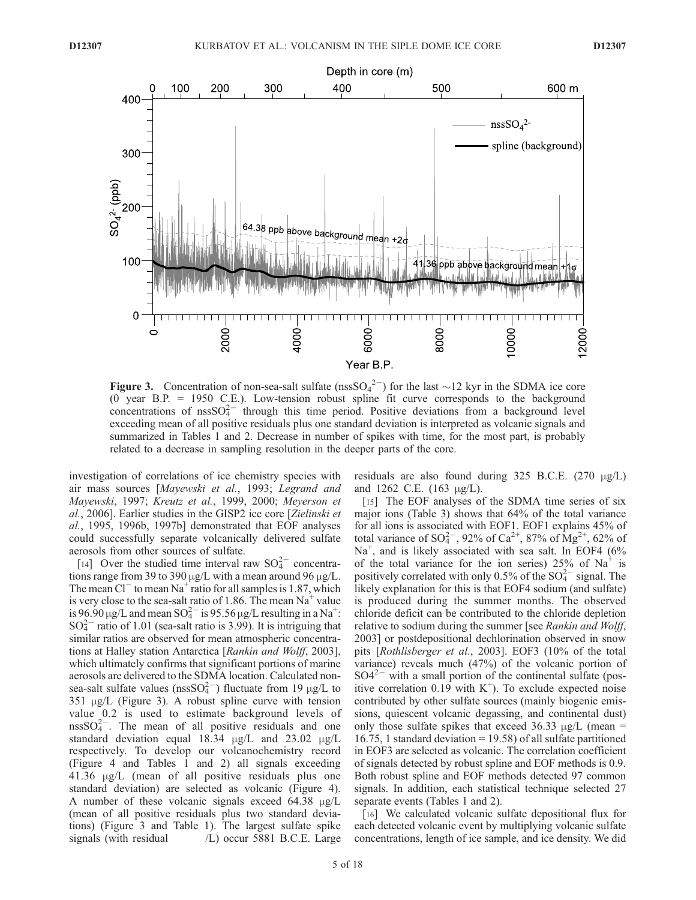**Figure 3.** Concentration of non-sea-salt sulfate ($nssSO_4^{2-}$) for the last ~12 kyr in the SDMA ice core (0 year B.P. = 1950 C.E.). Low-tension robust spline fit curve corresponds to the background concentrations of $nssSO_4^{2-}$ through this time period. Positive deviations from a background level exceeding mean of all positive residuals plus one standard deviation is interpreted as volcanic signals and summarized in Tables 1 and 2. Decrease in number of spikes with time, for the most part, is probably related to a decrease in sampling resolution in the deeper parts of the core.

investigation of correlations of ice chemistry species with air mass sources [*Mayewski et al.*, 1993; *Legrand and Mayewski*, 1997; *Kreutz et al.*, 1999, 2000; *Meyerson et al.*, 2006]. Earlier studies in the GISP2 ice core [*Zielinski et al.*, 1995, 1996b, 1997b] demonstrated that EOF analyses could successfully separate volcanically delivered sulfate aerosols from other sources of sulfate.

[14] Over the studied time interval raw $SO_4^{2-}$ concentrations range from 39 to 390 μg/L with a mean around 96 μg/L. The mean $Cl^-$ to mean $Na^+$ ratio for all samples is 1.87, which is very close to the sea-salt ratio of 1.86. The mean $Na^+$ value is 96.90 μg/L and mean $SO_4^{2-}$ is 95.56 μg/L resulting in a $Na^+$:$SO_4^{2-}$ ratio of 1.01 (sea-salt ratio is 3.99). It is intriguing that similar ratios are observed for mean atmospheric concentrations at Halley station Antarctica [*Rankin and Wolff*, 2003], which ultimately confirms that significant portions of marine aerosols are delivered to the SDMA location. Calculated non-sea-salt sulfate values ($nssSO_4^{2-}$) fluctuate from 19 μg/L to 351 μg/L (Figure 3). A robust spline curve with tension value 0.2 is used to estimate background levels of $nssSO_4^{2-}$. The mean of all positive residuals and one standard deviation equal 18.34 μg/L and 23.02 μg/L respectively. To develop our volcanochemistry record (Figure 4 and Tables 1 and 2) all signals exceeding 41.36 μg/L (mean of all positive residuals plus one standard deviation) are selected as volcanic (Figure 4). A number of these volcanic signals exceed 64.38 μg/L (mean of all positive residuals plus two standard deviations) (Figure 3 and Table 1). The largest sulfate spike signals (with residual /L) occur 5881 B.C.E. Large residuals are also found during 325 B.C.E. (270 μg/L) and 1262 C.E. (163 μg/L).

[15] The EOF analyses of the SDMA time series of six major ions (Table 3) shows that 64% of the total variance for all ions is associated with EOF1. EOF1 explains 45% of total variance of $SO_4^{2-}$, 92% of $Ca^{2+}$, 87% of $Mg^{2+}$, 62% of $Na^+$, and is likely associated with sea salt. In EOF4 (6% of the total variance for the ion series) 25% of $Na^+$ is positively correlated with only 0.5% of the $SO_4^{2-}$ signal. The likely explanation for this is that EOF4 sodium (and sulfate) is produced during the summer months. The observed chloride deficit can be contributed to the chloride depletion relative to sodium during the summer [see *Rankin and Wolff*, 2003] or postdepositional dechlorination observed in snow pits [*Rothlisberger et al.*, 2003]. EOF3 (10% of the total variance) reveals much (47%) of the volcanic portion of $SO4^{2-}$ with a small portion of the continental sulfate (positive correlation 0.19 with $K^+$). To exclude expected noise contributed by other sulfate sources (mainly biogenic emissions, quiescent volcanic degassing, and continental dust) only those sulfate spikes that exceed 36.33 μg/L (mean = 16.75, 1 standard deviation = 19.58) of all sulfate partitioned in EOF3 are selected as volcanic. The correlation coefficient of signals detected by robust spline and EOF methods is 0.9. Both robust spline and EOF methods detected 97 common signals. In addition, each statistical technique selected 27 separate events (Tables 1 and 2).

[16] We calculated volcanic sulfate depositional flux for each detected volcanic event by multiplying volcanic sulfate concentrations, length of ice sample, and ice density. We did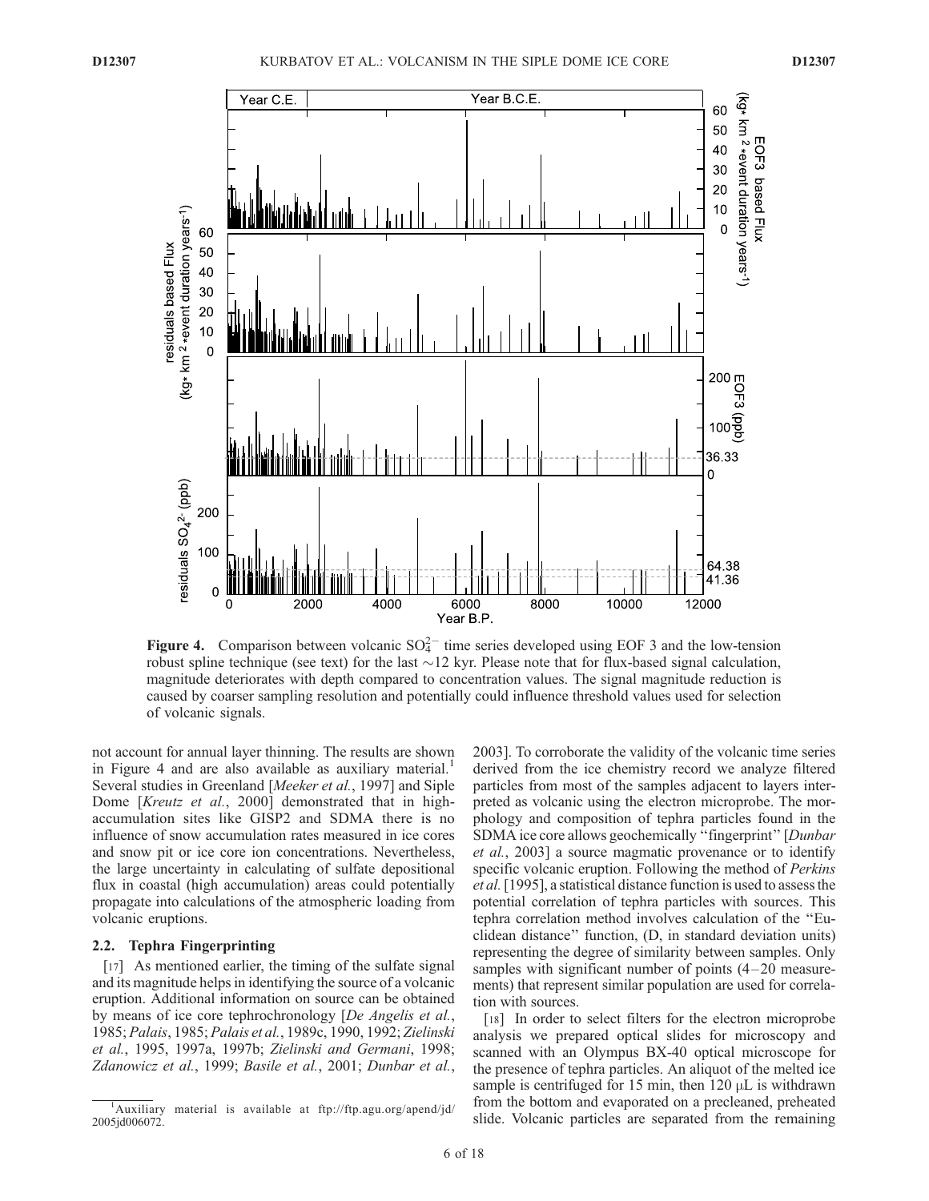**Figure 4.** Comparison between volcanic $SO_4^{2-}$ time series developed using EOF 3 and the low-tension robust spline technique (see text) for the last ~12 kyr. Please note that for flux-based signal calculation, magnitude deteriorates with depth compared to concentration values. The signal magnitude reduction is caused by coarser sampling resolution and potentially could influence threshold values used for selection of volcanic signals.

not account for annual layer thinning. The results are shown in Figure 4 and are also available as auxiliary material.[1] Several studies in Greenland [*Meeker et al.*, 1997] and Siple Dome [*Kreutz et al.*, 2000] demonstrated that in high-accumulation sites like GISP2 and SDMA there is no influence of snow accumulation rates measured in ice cores and snow pit or ice core ion concentrations. Nevertheless, the large uncertainty in calculating of sulfate depositional flux in coastal (high accumulation) areas could potentially propagate into calculations of the atmospheric loading from volcanic eruptions.

### 2.2. Tephra Fingerprinting

[17] As mentioned earlier, the timing of the sulfate signal and its magnitude helps in identifying the source of a volcanic eruption. Additional information on source can be obtained by means of ice core tephrochronology [*De Angelis et al.*, 1985; *Palais*, 1985; *Palais et al.*, 1989c, 1990, 1992; *Zielinski et al.*, 1995, 1997a, 1997b; *Zielinski and Germani*, 1998; *Zdanowicz et al.*, 1999; *Basile et al.*, 2001; *Dunbar et al.*, 2003]. To corroborate the validity of the volcanic time series derived from the ice chemistry record we analyze filtered particles from most of the samples adjacent to layers interpreted as volcanic using the electron microprobe. The morphology and composition of tephra particles found in the SDMA ice core allows geochemically "fingerprint" [*Dunbar et al.*, 2003] a source magmatic provenance or to identify specific volcanic eruption. Following the method of *Perkins et al.* [1995], a statistical distance function is used to assess the potential correlation of tephra particles with sources. This tephra correlation method involves calculation of the "Euclidean distance" function, (D, in standard deviation units) representing the degree of similarity between samples. Only samples with significant number of points (4–20 measurements) that represent similar population are used for correlation with sources.

[18] In order to select filters for the electron microprobe analysis we prepared optical slides for microscopy and scanned with an Olympus BX-40 optical microscope for the presence of tephra particles. An aliquot of the melted ice sample is centrifuged for 15 min, then 120 μL is withdrawn from the bottom and evaporated on a precleaned, preheated slide. Volcanic particles are separated from the remaining

[1] Auxiliary material is available at ftp://ftp.agu.org/apend/jd/2005jd006072.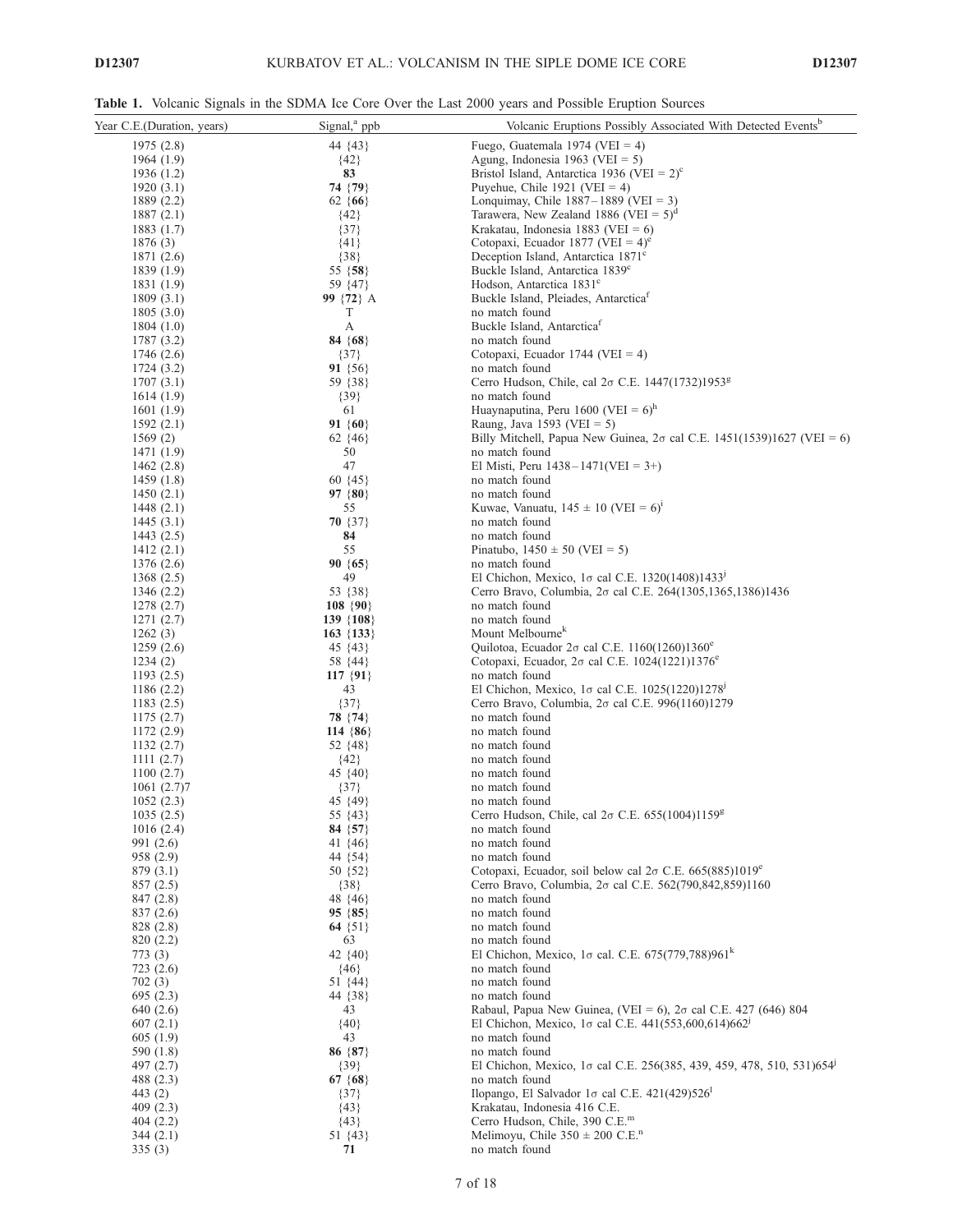**Table 1.** Volcanic Signals in the SDMA Ice Core Over the Last 2000 years and Possible Eruption Sources

| Year C.E.(Duration, years) | Signal,[a] ppb | Volcanic Eruptions Possibly Associated With Detected Events[b] |
|---|---|---|
| 1975 (2.8) | 44 {43} | Fuego, Guatemala 1974 (VEI = 4) |
| 1964 (1.9) | {42} | Agung, Indonesia 1963 (VEI = 5) |
| 1936 (1.2) | **83** | Bristol Island, Antarctica 1936 (VEI = 2)[c] |
| 1920 (3.1) | **74** {**79**} | Puyehue, Chile 1921 (VEI = 4) |
| 1889 (2.2) | 62 {**66**} | Lonquimay, Chile 1887–1889 (VEI = 3) |
| 1887 (2.1) | {42} | Tarawera, New Zealand 1886 (VEI = 5)[d] |
| 1883 (1.7) | {37} | Krakatau, Indonesia 1883 (VEI = 6) |
| 1876 (3) | {41} | Cotopaxi, Ecuador 1877 (VEI = 4)[e] |
| 1871 (2.6) | {38} | Deception Island, Antarctica 1871[c] |
| 1839 (1.9) | 55 {**58**} | Buckle Island, Antarctica 1839[c] |
| 1831 (1.9) | 59 {47} | Hodson, Antarctica 1831[c] |
| 1809 (3.1) | **99** {**72**} A | Buckle Island, Pleiades, Antarctica[f] |
| 1805 (3.0) | T | no match found |
| 1804 (1.0) | A | Buckle Island, Antarctica[f] |
| 1787 (3.2) | **84** {**68**} | no match found |
| 1746 (2.6) | {37} | Cotopaxi, Ecuador 1744 (VEI = 4) |
| 1724 (3.2) | **91** {56} | no match found |
| 1707 (3.1) | 59 {38} | Cerro Hudson, Chile, cal 2σ C.E. 1447(1732)1953[g] |
| 1614 (1.9) | {39} | no match found |
| 1601 (1.9) | 61 | Huaynaputina, Peru 1600 (VEI = 6)[h] |
| 1592 (2.1) | **91** {**60**} | Raung, Java 1593 (VEI = 5) |
| 1569 (2) | 62 {46} | Billy Mitchell, Papua New Guinea, 2σ cal C.E. 1451(1539)1627 (VEI = 6) |
| 1471 (1.9) | 50 | no match found |
| 1462 (2.8) | 47 | El Misti, Peru 1438–1471(VEI = 3+) |
| 1459 (1.8) | 60 {45} | no match found |
| 1450 (2.1) | **97** {**80**} | no match found |
| 1448 (2.1) | 55 | Kuwae, Vanuatu, 145 ± 10 (VEI = 6)[i] |
| 1445 (3.1) | **70** {37} | no match found |
| 1443 (2.5) | **84** | no match found |
| 1412 (2.1) | 55 | Pinatubo, 1450 ± 50 (VEI = 5) |
| 1376 (2.6) | **90** {**65**} | no match found |
| 1368 (2.5) | 49 | El Chichon, Mexico, 1σ cal C.E. 1320(1408)1433[j] |
| 1346 (2.2) | 53 {38} | Cerro Bravo, Columbia, 2σ cal C.E. 264(1305,1365,1386)1436 |
| 1278 (2.7) | **108** {**90**} | no match found |
| 1271 (2.7) | **139** {**108**} | no match found |
| 1262 (3) | **163** {**133**} | Mount Melbourne[k] |
| 1259 (2.6) | 45 {43} | Quilotoa, Ecuador 2σ cal C.E. 1160(1260)1360[e] |
| 1234 (2) | 58 {44} | Cotopaxi, Ecuador, 2σ cal C.E. 1024(1221)1376[e] |
| 1193 (2.5) | **117** {**91**} | no match found |
| 1186 (2.2) | 43 | El Chichon, Mexico, 1σ cal C.E. 1025(1220)1278[j] |
| 1183 (2.5) | {37} | Cerro Bravo, Columbia, 2σ cal C.E. 996(1160)1279 |
| 1175 (2.7) | **78** {**74**} | no match found |
| 1172 (2.9) | **114** {**86**} | no match found |
| 1132 (2.7) | 52 {48} | no match found |
| 1111 (2.7) | {42} | no match found |
| 1100 (2.7) | 45 {40} | no match found |
| 1061 (2.7)7 | {37} | no match found |
| 1052 (2.3) | 45 {49} | no match found |
| 1035 (2.5) | 55 {43} | Cerro Hudson, Chile, cal 2σ C.E. 655(1004)1159[g] |
| 1016 (2.4) | **84** {**57**} | no match found |
| 991 (2.6) | 41 {46} | no match found |
| 958 (2.9) | 44 {54} | no match found |
| 879 (3.1) | 50 {52} | Cotopaxi, Ecuador, soil below cal 2σ C.E. 665(885)1019[e] |
| 857 (2.5) | {38} | Cerro Bravo, Columbia, 2σ cal C.E. 562(790,842,859)1160 |
| 847 (2.8) | 48 {46} | no match found |
| 837 (2.6) | **95** {**85**} | no match found |
| 828 (2.8) | **64** {51} | no match found |
| 820 (2.2) | 63 | no match found |
| 773 (3) | 42 {40} | El Chichon, Mexico, 1σ cal. C.E. 675(779,788)961[k] |
| 723 (2.6) | {46} | no match found |
| 702 (3) | 51 {44} | no match found |
| 695 (2.3) | 44 {38} | no match found |
| 640 (2.6) | 43 | Rabaul, Papua New Guinea, (VEI = 6), 2σ cal C.E. 427 (646) 804 |
| 607 (2.1) | {40} | El Chichon, Mexico, 1σ cal C.E. 441(553,600,614)662[j] |
| 605 (1.9) | 43 | no match found |
| 590 (1.8) | **86** {**87**} | no match found |
| 497 (2.7) | {39} | El Chichon, Mexico, 1σ cal C.E. 256(385, 439, 459, 478, 510, 531)654[j] |
| 488 (2.3) | **67** {**68**} | no match found |
| 443 (2) | {37} | Ilopango, El Salvador 1σ cal C.E. 421(429)526[l] |
| 409 (2.3) | {43} | Krakatau, Indonesia 416 C.E. |
| 404 (2.2) | {43} | Cerro Hudson, Chile, 390 C.E.[m] |
| 344 (2.1) | 51 {43} | Melimoyu, Chile 350 ± 200 C.E.[n] |
| 335 (3) | **71** | no match found |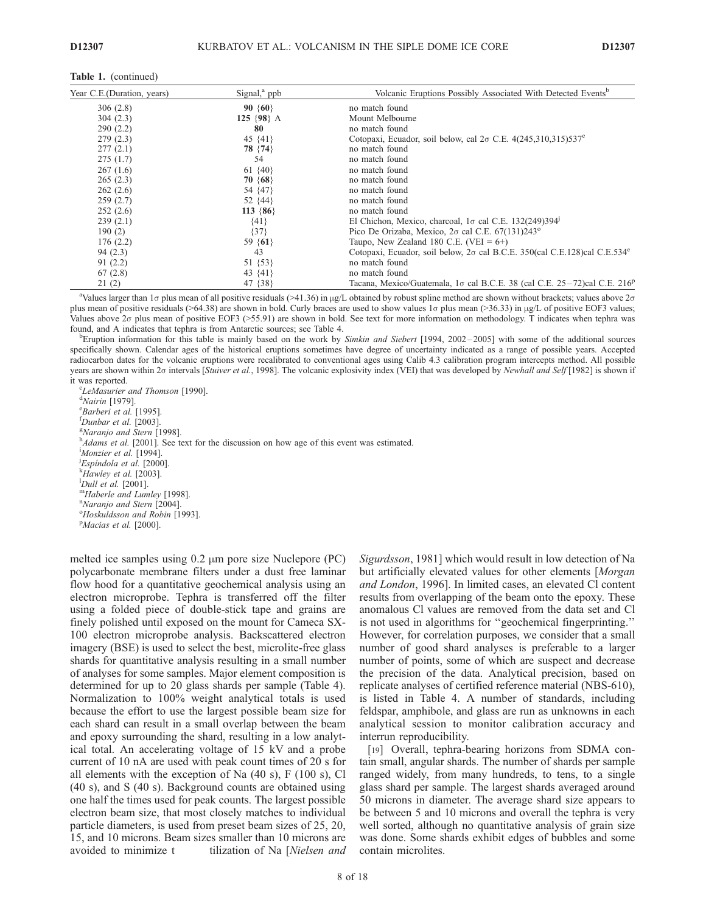**Table 1.** (continued)

| Year C.E.(Duration, years) | Signal,[a] ppb | Volcanic Eruptions Possibly Associated With Detected Events[b] |
|---|---|---|
| 306 (2.8) | **90** {**60**} | no match found |
| 304 (2.3) | **125** {**98**} A | Mount Melbourne |
| 290 (2.2) | **80** | no match found |
| 279 (2.3) | 45 {41} | Cotopaxi, Ecuador, soil below, cal 2σ C.E. 4(245,310,315)537[e] |
| 277 (2.1) | **78** {**74**} | no match found |
| 275 (1.7) | 54 | no match found |
| 267 (1.6) | 61 {40} | no match found |
| 265 (2.3) | **70** {**68**} | no match found |
| 262 (2.6) | 54 {47} | no match found |
| 259 (2.7) | 52 {44} | no match found |
| 252 (2.6) | **113** {**86**} | no match found |
| 239 (2.1) | {41} | El Chichon, Mexico, charcoal, 1σ cal C.E. 132(249)394[j] |
| 190 (2) | {37} | Pico De Orizaba, Mexico, 2σ cal C.E. 67(131)243[o] |
| 176 (2.2) | 59 {**61**} | Taupo, New Zealand 180 C.E. (VEI = 6+) |
| 94 (2.3) | 43 | Cotopaxi, Ecuador, soil below, 2σ cal B.C.E. 350(cal C.E.128)cal C.E.534[e] |
| 91 (2.2) | 51 {53} | no match found |
| 67 (2.8) | 43 {41} | no match found |
| 21 (2) | 47 {38} | Tacana, Mexico/Guatemala, 1σ cal B.C.E. 38 (cal C.E. 25–72)cal C.E. 216[p] |

[a]Values larger than 1σ plus mean of all positive residuals (>41.36) in μg/L obtained by robust spline method are shown without brackets; values above 2σ plus mean of positive residuals (>64.38) are shown in bold. Curly braces are used to show values 1σ plus mean (>36.33) in μg/L of positive EOF3 values; Values above 2σ plus mean of positive EOF3 (>55.91) are shown in bold. See text for more information on methodology. T indicates when tephra was found, and A indicates that tephra is from Antarctic sources; see Table 4.

[b]Eruption information for this table is mainly based on the work by *Simkin and Siebert* [1994, 2002–2005] with some of the additional sources specifically shown. Calendar ages of the historical eruptions sometimes have degree of uncertainty indicated as a range of possible years. Accepted radiocarbon dates for the volcanic eruptions were recalibrated to conventional ages using Calib 4.3 calibration program intercepts method. All possible years are shown within 2σ intervals [*Stuiver et al.*, 1998]. The volcanic explosivity index (VEI) that was developed by *Newhall and Self* [1982] is shown if it was reported.

[c]*LeMasurier and Thomson* [1990].

[d]*Nairin* [1979].

[e]*Barberi et al.* [1995].

[f]*Dunbar et al.* [2003].

[g]*Naranjo and Stern* [1998].

[h]*Adams et al.* [2001]. See text for the discussion on how age of this event was estimated.

[i]*Monzier et al.* [1994].

[j]*Espíndola et al.* [2000].

[k]*Hawley et al.* [2003].

[l]*Dull et al.* [2001].

[m]*Haberle and Lumley* [1998].

[n]*Naranjo and Stern* [2004].

[o]*Hoskuldsson and Robin* [1993].

[p]*Macias et al.* [2000].

melted ice samples using 0.2 μm pore size Nuclepore (PC) polycarbonate membrane filters under a dust free laminar flow hood for a quantitative geochemical analysis using an electron microprobe. Tephra is transferred off the filter using a folded piece of double-stick tape and grains are finely polished until exposed on the mount for Cameca SX-100 electron microprobe analysis. Backscattered electron imagery (BSE) is used to select the best, microlite-free glass shards for quantitative analysis resulting in a small number of analyses for some samples. Major element composition is determined for up to 20 glass shards per sample (Table 4). Normalization to 100% weight analytical totals is used because the effort to use the largest possible beam size for each shard can result in a small overlap between the beam and epoxy surrounding the shard, resulting in a low analytical total. An accelerating voltage of 15 kV and a probe current of 10 nA are used with peak count times of 20 s for all elements with the exception of Na (40 s), F (100 s), Cl (40 s), and S (40 s). Background counts are obtained using one half the times used for peak counts. The largest possible electron beam size, that most closely matches to individual particle diameters, is used from preset beam sizes of 25, 20, 15, and 10 microns. Beam sizes smaller than 10 microns are avoided to minimize t tilization of Na [*Nielsen and Sigurdsson*, 1981] which would result in low detection of Na but artificially elevated values for other elements [*Morgan and London*, 1996]. In limited cases, an elevated Cl content results from overlapping of the beam onto the epoxy. These anomalous Cl values are removed from the data set and Cl is not used in algorithms for "geochemical fingerprinting." However, for correlation purposes, we consider that a small number of good shard analyses is preferable to a larger number of points, some of which are suspect and decrease the precision of the data. Analytical precision, based on replicate analyses of certified reference material (NBS-610), is listed in Table 4. A number of standards, including feldspar, amphibole, and glass are run as unknowns in each analytical session to monitor calibration accuracy and interrun reproducibility.

[19] Overall, tephra-bearing horizons from SDMA contain small, angular shards. The number of shards per sample ranged widely, from many hundreds, to tens, to a single glass shard per sample. The largest shards averaged around 50 microns in diameter. The average shard size appears to be between 5 and 10 microns and overall the tephra is very well sorted, although no quantitative analysis of grain size was done. Some shards exhibit edges of bubbles and some contain microlites.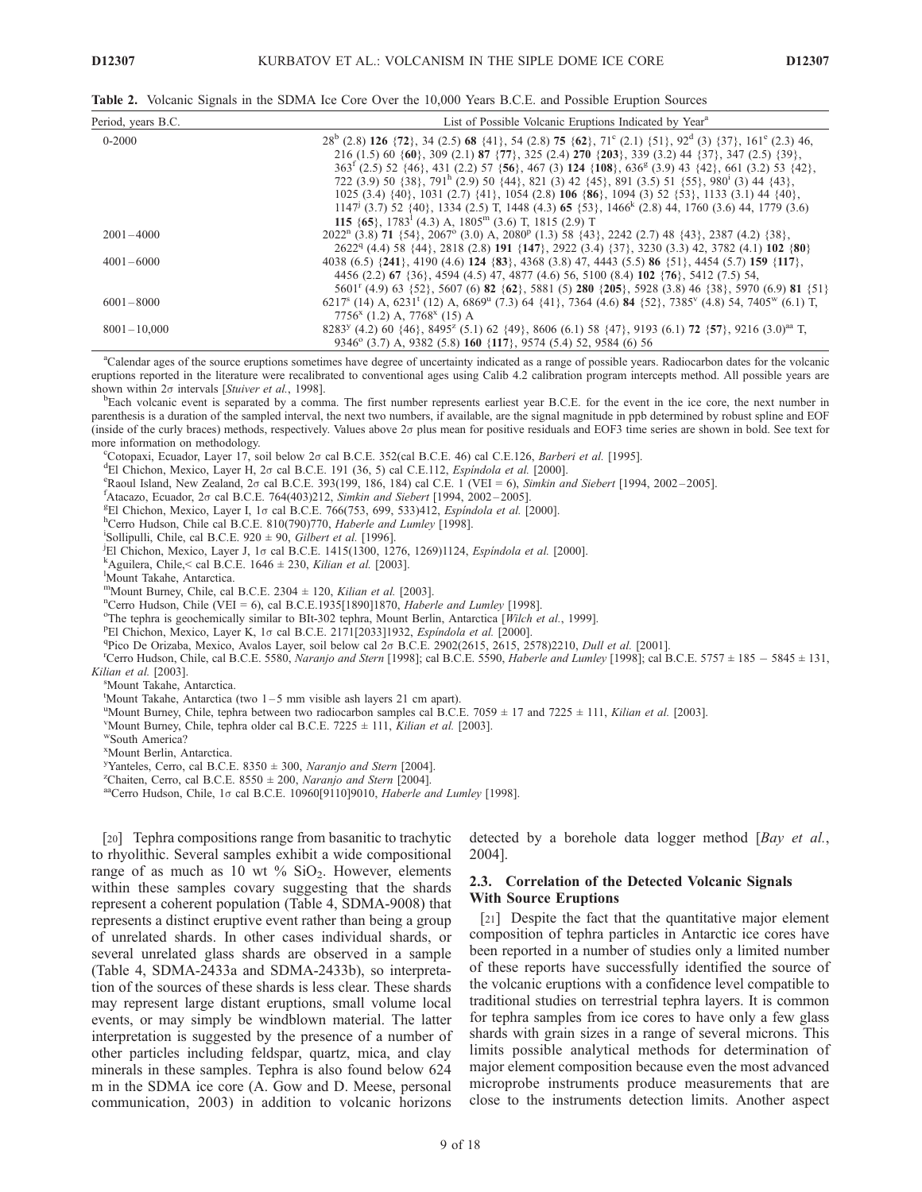**Table 2.** Volcanic Signals in the SDMA Ice Core Over the 10,000 Years B.C.E. and Possible Eruption Sources

| Period, years B.C. | List of Possible Volcanic Eruptions Indicated by Year[a] |
|---|---|
| 0–2000 | 28[b] (2.8) **126** {**72**}, 34 (2.5) **68** {41}, 54 (2.8) **75** {**62**}, 71[c] (2.1) {51}, 92[d] (3) {37}, 161[e] (2.3) 46, 216 (1.5) 60 {**60**}, 309 (2.1) **87** {**77**}, 325 (2.4) **270** {**203**}, 339 (3.2) 44 {37}, 347 (2.5) {39}, 363[f] (2.5) 52 {46}, 431 (2.2) 57 {**56**}, 467 (3) **124** {**108**}, 636[g] (3.9) 43 {42}, 661 (3.2) 53 {42}, 722 (3.9) 50 {38}, 791[h] (2.9) 50 {44}, 821 (3) 42 {45}, 891 (3.5) 51 {55}, 980[i] (3) 44 {43}, 1025 (3.4) {40}, 1031 (2.7) {41}, 1054 (2.8) **106** {**86**}, 1094 (3) 52 {53}, 1133 (3.1) 44 {40}, 1147[j] (3.7) 52 {40}, 1334 (2.5) T, 1448 (4.3) **65** {53}, 1466[k] (2.8) 44, 1760 (3.6) 44, 1779 (3.6) **115** {**65**}, 1783[l] (4.3) A, 1805[m] (3.6) T, 1815 (2.9) T |
| 2001–4000 | 2022[n] (3.8) **71** {54}, 2067[o] (3.0) A, 2080[p] (1.3) 58 {43}, 2242 (2.7) 48 {43}, 2387 (4.2) {38}, 2622[q] (4.4) 58 {44}, 2818 (2.8) **191** {**147**}, 2922 (3.4) {37}, 3230 (3.3) 42, 3782 (4.1) **102** {**80**} |
| 4001–6000 | 4038 (6.5) {**241**}, 4190 (4.6) **124** {**83**}, 4368 (3.8) 47, 4443 (5.5) **86** {51}, 4454 (5.7) **159** {**117**}, 4456 (2.2) **67** {36}, 4594 (4.5) 47, 4877 (4.6) 56, 5100 (8.4) **102** {**76**}, 5412 (7.5) 54, 5601[r] (4.9) 63 {52}, 5607 (6) **82** {**62**}, 5881 (5) **280** {**205**}, 5928 (3.8) 46 {38}, 5970 (6.9) **81** {51} |
| 6001–8000 | 6217[s] (14) A, 6231[t] (12) A, 6869[u] (7.3) 64 {41}, 7364 (4.6) **84** {52}, 7385[v] (4.8) 54, 7405[w] (6.1) T, 7756[x] (1.2) A, 7768[x] (15) A |
| 8001–10,000 | 8283[y] (4.2) 60 {46}, 8495[z] (5.1) 62 {49}, 8606 (6.1) 58 {47}, 9193 (6.1) **72** {**57**}, 9216 (3.0)[aa] T, 9346[o] (3.7) A, 9382 (5.8) **160** {**117**}, 9574 (5.4) 52, 9584 (6) 56 |

[a]Calendar ages of the source eruptions sometimes have degree of uncertainty indicated as a range of possible years. Radiocarbon dates for the volcanic eruptions reported in the literature were recalibrated to conventional ages using Calib 4.2 calibration program intercepts method. All possible years are shown within 2σ intervals [*Stuiver et al.*, 1998].

[b]Each volcanic event is separated by a comma. The first number represents earliest year B.C.E. for the event in the ice core, the next number in parenthesis is a duration of the sampled interval, the next two numbers, if available, are the signal magnitude in ppb determined by robust spline and EOF (inside of the curly braces) methods, respectively. Values above 2σ plus mean for positive residuals and EOF3 time series are shown in bold. See text for more information on methodology.

[c]Cotopaxi, Ecuador, Layer 17, soil below 2σ cal B.C.E. 352(cal B.C.E. 46) cal C.E.126, *Barberi et al.* [1995].

[d]El Chichon, Mexico, Layer H, 2σ cal B.C.E. 191 (36, 5) cal C.E.112, *Espíndola et al.* [2000].

[e]Raoul Island, New Zealand, 2σ cal B.C.E. 393(199, 186, 184) cal C.E. 1 (VEI = 6), *Simkin and Siebert* [1994, 2002–2005].

[f]Atacazo, Ecuador, 2σ cal B.C.E. 764(403)212, *Simkin and Siebert* [1994, 2002–2005].

[g]El Chichon, Mexico, Layer I, 1σ cal B.C.E. 766(753, 699, 533)412, *Espíndola et al.* [2000].

[h]Cerro Hudson, Chile cal B.C.E. 810(790)770, *Haberle and Lumley* [1998].

[i]Sollipulli, Chile, cal B.C.E. 920 ± 90, *Gilbert et al.* [1996].

[j]El Chichon, Mexico, Layer J, 1σ cal B.C.E. 1415(1300, 1276, 1269)1124, *Espíndola et al.* [2000].

[k]Aguilera, Chile,< cal B.C.E. 1646 ± 230, *Kilian et al.* [2003].

[l]Mount Takahe, Antarctica.

[m]Mount Burney, Chile, cal B.C.E. 2304 ± 120, *Kilian et al.* [2003].

[n]Cerro Hudson, Chile (VEI = 6), cal B.C.E.1935[1890]1870, *Haberle and Lumley* [1998].

[o]The tephra is geochemically similar to BIt-302 tephra, Mount Berlin, Antarctica [*Wilch et al.*, 1999].

[p]El Chichon, Mexico, Layer K, 1σ cal B.C.E. 2171[2033]1932, *Espíndola et al.* [2000].

[q]Pico De Orizaba, Mexico, Avalos Layer, soil below cal 2σ B.C.E. 2902(2615, 2615, 2578)2210, *Dull et al.* [2001].

[r]Cerro Hudson, Chile, cal B.C.E. 5580, *Naranjo and Stern* [1998]; cal B.C.E. 5590, *Haberle and Lumley* [1998]; cal B.C.E. 5757 ± 185 − 5845 ± 131, *Kilian et al.* [2003].

[s]Mount Takahe, Antarctica.

[t]Mount Takahe, Antarctica (two 1–5 mm visible ash layers 21 cm apart).

[u]Mount Burney, Chile, tephra between two radiocarbon samples cal B.C.E. 7059 ± 17 and 7225 ± 111, *Kilian et al.* [2003].

[v]Mount Burney, Chile, tephra older cal B.C.E. 7225 ± 111, *Kilian et al.* [2003].

[w]South America?

[x]Mount Berlin, Antarctica.

[y]Yanteles, Cerro, cal B.C.E. 8350 ± 300, *Naranjo and Stern* [2004].

[z]Chaiten, Cerro, cal B.C.E. 8550 ± 200, *Naranjo and Stern* [2004].

[aa]Cerro Hudson, Chile, 1σ cal B.C.E. 10960[9110]9010, *Haberle and Lumley* [1998].

[20] Tephra compositions range from basanitic to trachytic to rhyolithic. Several samples exhibit a wide compositional range of as much as 10 wt % $SiO_2$. However, elements within these samples covary suggesting that the shards represent a coherent population (Table 4, SDMA-9008) that represents a distinct eruptive event rather than being a group of unrelated shards. In other cases individual shards, or several unrelated glass shards are observed in a sample (Table 4, SDMA-2433a and SDMA-2433b), so interpretation of the sources of these shards is less clear. These shards may represent large distant eruptions, small volume local events, or may simply be windblown material. The latter interpretation is suggested by the presence of a number of other particles including feldspar, quartz, mica, and clay minerals in these samples. Tephra is also found below 624 m in the SDMA ice core (A. Gow and D. Meese, personal communication, 2003) in addition to volcanic horizons detected by a borehole data logger method [*Bay et al.*, 2004].

### 2.3. Correlation of the Detected Volcanic Signals With Source Eruptions

[21] Despite the fact that the quantitative major element composition of tephra particles in Antarctic ice cores has been reported in a number of studies only a limited number of these reports have successfully identified the source of the volcanic eruptions with a confidence level compatible to traditional studies on terrestrial tephra layers. It is common for tephra samples from ice cores to have only a few glass shards with grain sizes in a range of several microns. This limits possible analytical methods for determination of major element composition because even the most advanced microprobe instruments produce measurements that are close to the instruments detection limits. Another aspect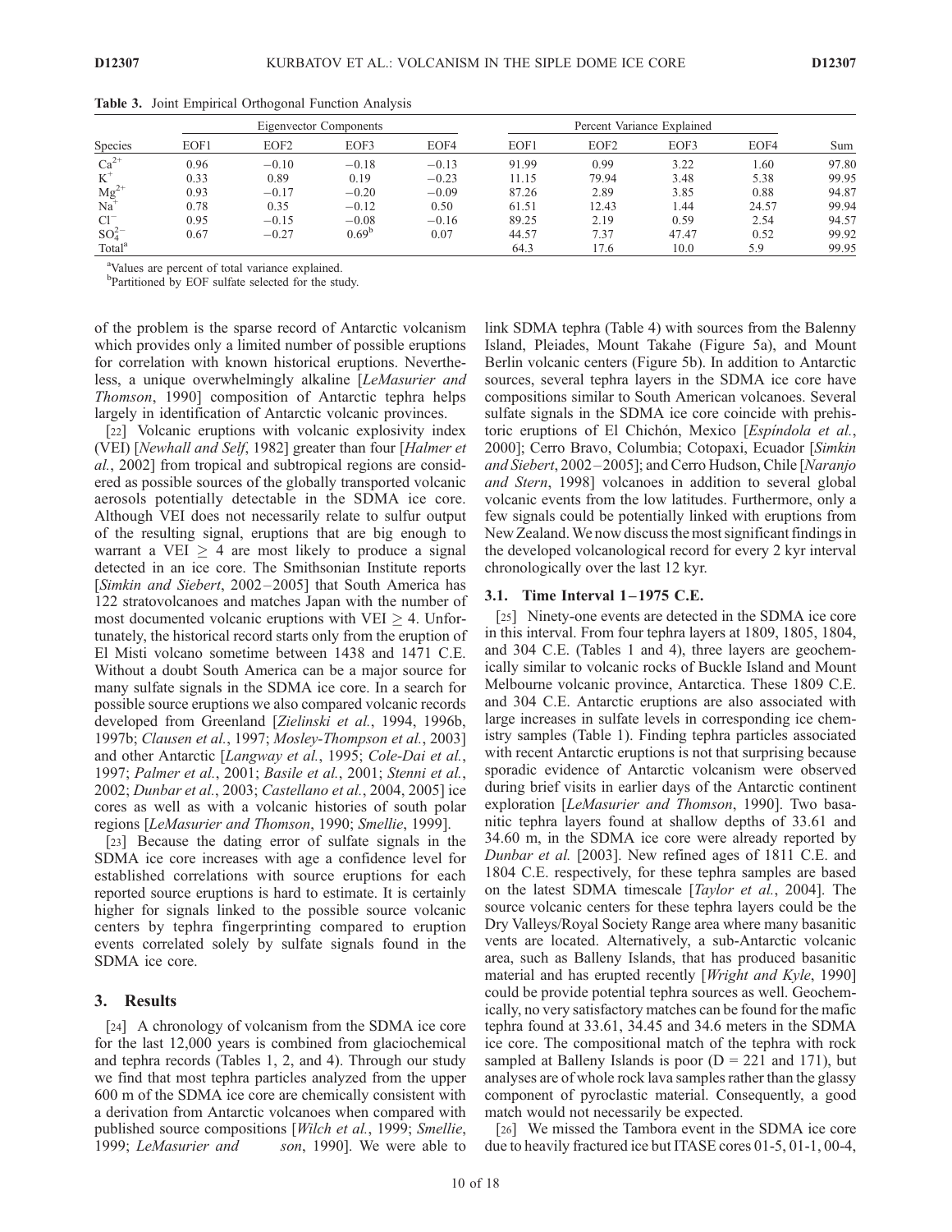**Table 3.** Joint Empirical Orthogonal Function Analysis

| Species | Eigenvector Components | | | | Percent Variance Explained | | | | |
|---|---|---|---|---|---|---|---|---|---|
| | EOF1 | EOF2 | EOF3 | EOF4 | EOF1 | EOF2 | EOF3 | EOF4 | Sum |
| $Ca^{2+}$ | 0.96 | −0.10 | −0.18 | −0.13 | 91.99 | 0.99 | 3.22 | 1.60 | 97.80 |
| $K^{+}$ | 0.33 | 0.89 | 0.19 | −0.23 | 11.15 | 79.94 | 3.48 | 5.38 | 99.95 |
| $Mg^{2+}$ | 0.93 | −0.17 | −0.20 | −0.09 | 87.26 | 2.89 | 3.85 | 0.88 | 94.87 |
| $Na^{+}$ | 0.78 | 0.35 | −0.12 | 0.50 | 61.51 | 12.43 | 1.44 | 24.57 | 99.94 |
| $Cl^{-}$ | 0.95 | −0.15 | −0.08 | −0.16 | 89.25 | 2.19 | 0.59 | 2.54 | 94.57 |
| $SO_4^{2-}$ | 0.67 | −0.27 | 0.69[b] | 0.07 | 44.57 | 7.37 | 47.47 | 0.52 | 99.92 |
| Total[a] | | | | | 64.3 | 17.6 | 10.0 | 5.9 | 99.95 |

[a]Values are percent of total variance explained.
[b]Partitioned by EOF sulfate selected for the study.

of the problem is the sparse record of Antarctic volcanism which provides only a limited number of possible eruptions for correlation with known historical eruptions. Nevertheless, a unique overwhelmingly alkaline [*LeMasurier and Thomson*, 1990] composition of Antarctic tephra helps largely in identification of Antarctic volcanic provinces.

[22] Volcanic eruptions with volcanic explosivity index (VEI) [*Newhall and Self*, 1982] greater than four [*Halmer et al.*, 2002] from tropical and subtropical regions are considered as possible sources of the globally transported volcanic aerosols potentially detectable in the SDMA ice core. Although VEI does not necessarily relate to sulfur output of the resulting signal, eruptions that are big enough to warrant a VEI $\geq$ 4 are most likely to produce a signal detected in an ice core. The Smithsonian Institute reports [*Simkin and Siebert*, 2002–2005] that South America has 122 stratovolcanoes and matches Japan with the number of most documented volcanic eruptions with VEI $\geq$ 4. Unfortunately, the historical record starts only from the eruption of El Misti volcano sometime between 1438 and 1471 C.E. Without a doubt South America can be a major source for many sulfate signals in the SDMA ice core. In a search for possible source eruptions we also compared volcanic records developed from Greenland [*Zielinski et al.*, 1994, 1996b, 1997b; *Clausen et al.*, 1997; *Mosley-Thompson et al.*, 2003] and other Antarctic [*Langway et al.*, 1995; *Cole-Dai et al.*, 1997; *Palmer et al.*, 2001; *Basile et al.*, 2001; *Stenni et al.*, 2002; *Dunbar et al.*, 2003; *Castellano et al.*, 2004, 2005] ice cores as well as with a volcanic histories of south polar regions [*LeMasurier and Thomson*, 1990; *Smellie*, 1999].

[23] Because the dating error of sulfate signals in the SDMA ice core increases with age a confidence level for established correlations with source eruptions for each reported source eruptions is hard to estimate. It is certainly higher for signals linked to the possible source volcanic centers by tephra fingerprinting compared to eruption events correlated solely by sulfate signals found in the SDMA ice core.

## 3. Results

[24] A chronology of volcanism from the SDMA ice core for the last 12,000 years is combined from glaciochemical and tephra records (Tables 1, 2, and 4). Through our study we find that most tephra particles analyzed from the upper 600 m of the SDMA ice core are chemically consistent with a derivation from Antarctic volcanoes when compared with published source compositions [*Wilch et al.*, 1999; *Smellie*, 1999; *LeMasurier and son*, 1990]. We were able to link SDMA tephra (Table 4) with sources from the Balenny Island, Pleiades, Mount Takahe (Figure 5a), and Mount Berlin volcanic centers (Figure 5b). In addition to Antarctic sources, several tephra layers in the SDMA ice core have compositions similar to South American volcanoes. Several sulfate signals in the SDMA ice core coincide with prehistoric eruptions of El Chichón, Mexico [*Espíndola et al.*, 2000]; Cerro Bravo, Columbia; Cotopaxi, Ecuador [*Simkin and Siebert*, 2002–2005]; and Cerro Hudson, Chile [*Naranjo and Stern*, 1998] volcanoes in addition to several global volcanic events from the low latitudes. Furthermore, only a few signals could be potentially linked with eruptions from New Zealand. We now discuss the most significant findings in the developed volcanological record for every 2 kyr interval chronologically over the last 12 kyr.

### 3.1. Time Interval 1–1975 C.E.

[25] Ninety-one events are detected in the SDMA ice core in this interval. From four tephra layers at 1809, 1805, 1804, and 304 C.E. (Tables 1 and 4), three layers are geochemically similar to volcanic rocks of Buckle Island and Mount Melbourne volcanic province, Antarctica. These 1809 C.E. and 304 C.E. Antarctic eruptions are also associated with large increases in sulfate levels in corresponding ice chemistry samples (Table 1). Finding tephra particles associated with recent Antarctic eruptions is not that surprising because sporadic evidence of Antarctic volcanism were observed during brief visits in earlier days of the Antarctic continent exploration [*LeMasurier and Thomson*, 1990]. Two basanitic tephra layers found at shallow depths of 33.61 and 34.60 m, in the SDMA ice core were already reported by *Dunbar et al.* [2003]. New refined ages of 1811 C.E. and 1804 C.E. respectively, for these tephra samples are based on the latest SDMA timescale [*Taylor et al.*, 2004]. The source volcanic centers for these tephra layers could be the Dry Valleys/Royal Society Range area where many basanitic vents are located. Alternatively, a sub-Antarctic volcanic area, such as Balleny Islands, that has produced basanitic material and has erupted recently [*Wright and Kyle*, 1990] could be provide potential tephra sources as well. Geochemically, no very satisfactory matches can be found for the mafic tephra found at 33.61, 34.45 and 34.6 meters in the SDMA ice core. The compositional match of the tephra with rock sampled at Balleny Islands is poor (D = 221 and 171), but analyses are of whole rock lava samples rather than the glassy component of pyroclastic material. Consequently, a good match would not necessarily be expected.

[26] We missed the Tambora event in the SDMA ice core due to heavily fractured ice but ITASE cores 01-5, 01-1, 00-4,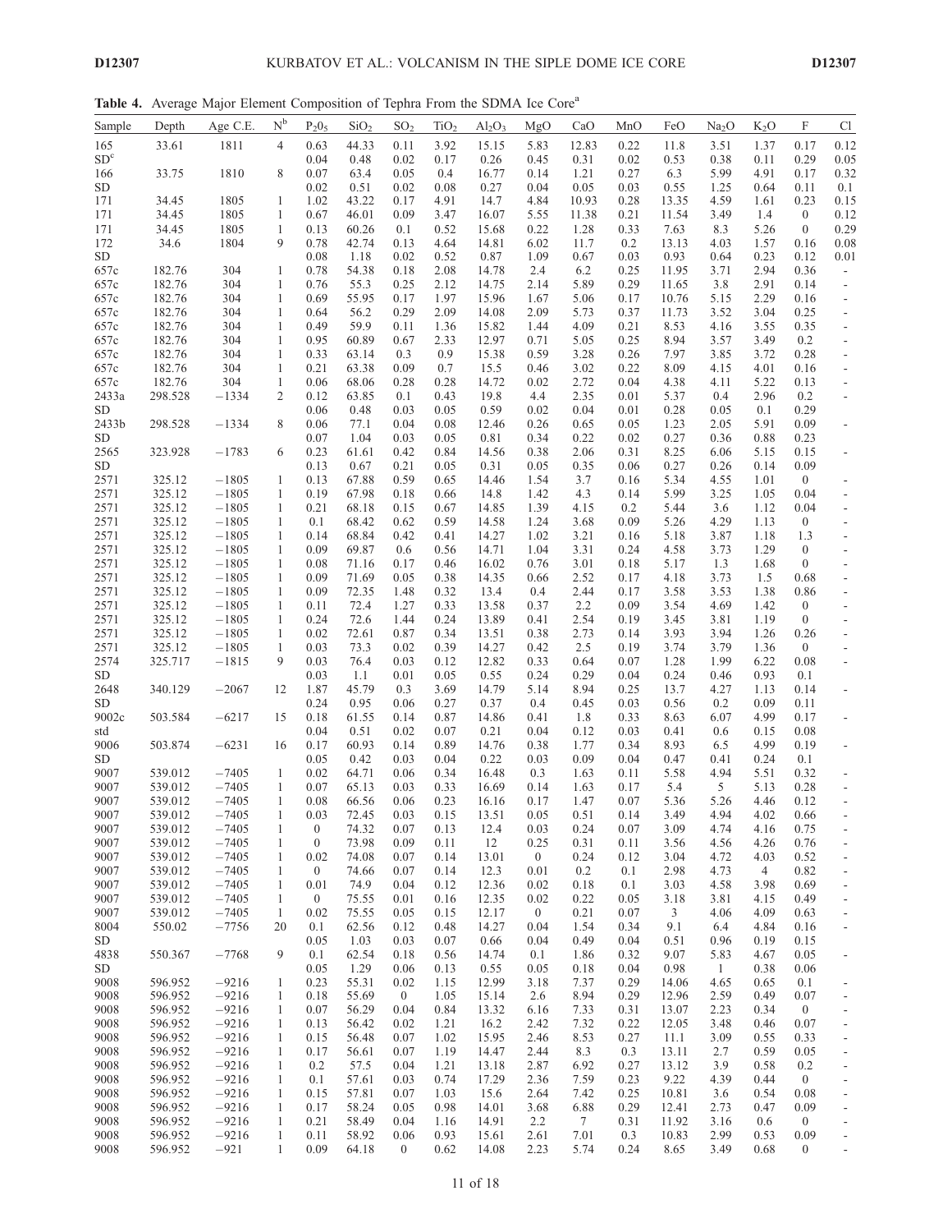**Table 4.** Average Major Element Composition of Tephra From the SDMA Ice Core[a]

| Sample | Depth | Age C.E. | N[b] | $P_2O_5$ | $SiO_2$ | $SO_2$ | $TiO_2$ | $Al_2O_3$ | MgO | CaO | MnO | FeO | $Na_2O$ | $K_2O$ | F | Cl |
|---|---|---|---|---|---|---|---|---|---|---|---|---|---|---|---|---|
| 165 | 33.61 | 1811 | 4 | 0.63 | 44.33 | 0.11 | 3.92 | 15.15 | 5.83 | 12.83 | 0.22 | 11.8 | 3.51 | 1.37 | 0.17 | 0.12 |
| SD[c] | | | | 0.04 | 0.48 | 0.02 | 0.17 | 0.26 | 0.45 | 0.31 | 0.02 | 0.53 | 0.38 | 0.11 | 0.29 | 0.05 |
| 166 | 33.75 | 1810 | 8 | 0.07 | 63.4 | 0.05 | 0.4 | 16.77 | 0.14 | 1.21 | 0.27 | 6.3 | 5.99 | 4.91 | 0.17 | 0.32 |
| SD | | | | 0.02 | 0.51 | 0.02 | 0.08 | 0.27 | 0.04 | 0.05 | 0.03 | 0.55 | 1.25 | 0.64 | 0.11 | 0.1 |
| 171 | 34.45 | 1805 | 1 | 1.02 | 43.22 | 0.17 | 4.91 | 14.7 | 4.84 | 10.93 | 0.28 | 13.35 | 4.59 | 1.61 | 0.23 | 0.15 |
| 171 | 34.45 | 1805 | 1 | 0.67 | 46.01 | 0.09 | 3.47 | 16.07 | 5.55 | 11.38 | 0.21 | 11.54 | 3.49 | 1.4 | 0 | 0.12 |
| 171 | 34.45 | 1805 | 1 | 0.13 | 60.26 | 0.1 | 0.52 | 15.68 | 0.22 | 1.28 | 0.33 | 7.63 | 8.3 | 5.26 | 0 | 0.29 |
| 172 | 34.6 | 1804 | 9 | 0.78 | 42.74 | 0.13 | 4.64 | 14.81 | 6.02 | 11.7 | 0.2 | 13.13 | 4.03 | 1.57 | 0.16 | 0.08 |
| SD | | | | 0.08 | 1.18 | 0.02 | 0.52 | 0.87 | 1.09 | 0.67 | 0.03 | 0.93 | 0.64 | 0.23 | 0.12 | 0.01 |
| 657c | 182.76 | 304 | 1 | 0.78 | 54.38 | 0.18 | 2.08 | 14.78 | 2.4 | 6.2 | 0.25 | 11.95 | 3.71 | 2.94 | 0.36 | - |
| 657c | 182.76 | 304 | 1 | 0.76 | 55.3 | 0.25 | 2.12 | 14.75 | 2.14 | 5.89 | 0.29 | 11.65 | 3.8 | 2.91 | 0.14 | - |
| 657c | 182.76 | 304 | 1 | 0.69 | 55.95 | 0.17 | 1.97 | 15.96 | 1.67 | 5.06 | 0.17 | 10.76 | 5.15 | 2.29 | 0.16 | - |
| 657c | 182.76 | 304 | 1 | 0.64 | 56.2 | 0.29 | 2.09 | 14.08 | 2.09 | 5.73 | 0.37 | 11.73 | 3.52 | 3.04 | 0.25 | - |
| 657c | 182.76 | 304 | 1 | 0.49 | 59.9 | 0.11 | 1.36 | 15.82 | 1.44 | 4.09 | 0.21 | 8.53 | 4.16 | 3.55 | 0.35 | - |
| 657c | 182.76 | 304 | 1 | 0.95 | 60.89 | 0.67 | 2.33 | 12.97 | 0.71 | 5.05 | 0.25 | 8.94 | 3.57 | 3.49 | 0.2 | - |
| 657c | 182.76 | 304 | 1 | 0.33 | 63.14 | 0.3 | 0.9 | 15.38 | 0.59 | 3.28 | 0.26 | 7.97 | 3.85 | 3.72 | 0.28 | - |
| 657c | 182.76 | 304 | 1 | 0.21 | 63.38 | 0.09 | 0.7 | 15.5 | 0.46 | 3.02 | 0.22 | 8.09 | 4.15 | 4.01 | 0.16 | - |
| 657c | 182.76 | 304 | 1 | 0.06 | 68.06 | 0.28 | 0.28 | 14.72 | 0.02 | 2.72 | 0.04 | 4.38 | 4.11 | 5.22 | 0.13 | - |
| 2433a | 298.528 | −1334 | 2 | 0.12 | 63.85 | 0.1 | 0.43 | 19.8 | 4.4 | 2.35 | 0.01 | 5.37 | 0.4 | 2.96 | 0.2 | - |
| SD | | | | 0.06 | 0.48 | 0.03 | 0.05 | 0.59 | 0.02 | 0.04 | 0.01 | 0.28 | 0.05 | 0.1 | 0.29 | |
| 2433b | 298.528 | −1334 | 8 | 0.06 | 77.1 | 0.04 | 0.08 | 12.46 | 0.26 | 0.65 | 0.05 | 1.23 | 2.05 | 5.91 | 0.09 | - |
| SD | | | | 0.07 | 1.04 | 0.03 | 0.05 | 0.81 | 0.34 | 0.22 | 0.02 | 0.27 | 0.36 | 0.88 | 0.23 | |
| 2565 | 323.928 | −1783 | 6 | 0.23 | 61.61 | 0.42 | 0.84 | 14.56 | 0.38 | 2.06 | 0.31 | 8.25 | 6.06 | 5.15 | 0.15 | - |
| SD | | | | 0.13 | 0.67 | 0.21 | 0.05 | 0.31 | 0.05 | 0.35 | 0.06 | 0.27 | 0.26 | 0.14 | 0.09 | |
| 2571 | 325.12 | −1805 | 1 | 0.13 | 67.88 | 0.59 | 0.65 | 14.46 | 1.54 | 3.7 | 0.16 | 5.34 | 4.55 | 1.01 | 0 | - |
| 2571 | 325.12 | −1805 | 1 | 0.19 | 67.98 | 0.18 | 0.66 | 14.8 | 1.42 | 4.3 | 0.14 | 5.99 | 3.25 | 1.05 | 0.04 | - |
| 2571 | 325.12 | −1805 | 1 | 0.21 | 68.18 | 0.15 | 0.67 | 14.85 | 1.39 | 4.15 | 0.2 | 5.44 | 3.6 | 1.12 | 0.04 | - |
| 2571 | 325.12 | −1805 | 1 | 0.1 | 68.42 | 0.62 | 0.59 | 14.58 | 1.24 | 3.68 | 0.09 | 5.26 | 4.29 | 1.13 | 0 | - |
| 2571 | 325.12 | −1805 | 1 | 0.14 | 68.84 | 0.42 | 0.41 | 14.27 | 1.02 | 3.21 | 0.16 | 5.18 | 3.87 | 1.18 | 1.3 | - |
| 2571 | 325.12 | −1805 | 1 | 0.09 | 69.87 | 0.6 | 0.56 | 14.71 | 1.04 | 3.31 | 0.24 | 4.58 | 3.73 | 1.29 | 0 | - |
| 2571 | 325.12 | −1805 | 1 | 0.08 | 71.16 | 0.17 | 0.46 | 16.02 | 0.76 | 3.01 | 0.18 | 5.17 | 1.3 | 1.68 | 0 | - |
| 2571 | 325.12 | −1805 | 1 | 0.09 | 71.69 | 0.05 | 0.38 | 14.35 | 0.66 | 2.52 | 0.17 | 4.18 | 3.73 | 1.5 | 0.68 | - |
| 2571 | 325.12 | −1805 | 1 | 0.09 | 72.35 | 1.48 | 0.32 | 13.4 | 0.4 | 2.44 | 0.17 | 3.58 | 3.53 | 1.38 | 0.86 | - |
| 2571 | 325.12 | −1805 | 1 | 0.11 | 72.4 | 1.27 | 0.33 | 13.58 | 0.37 | 2.2 | 0.09 | 3.54 | 4.69 | 1.42 | 0 | - |
| 2571 | 325.12 | −1805 | 1 | 0.24 | 72.6 | 1.44 | 0.24 | 13.89 | 0.41 | 2.54 | 0.19 | 3.45 | 3.81 | 1.19 | 0 | - |
| 2571 | 325.12 | −1805 | 1 | 0.02 | 72.61 | 0.87 | 0.34 | 13.51 | 0.38 | 2.73 | 0.14 | 3.93 | 3.94 | 1.26 | 0.26 | - |
| 2571 | 325.12 | −1805 | 1 | 0.03 | 73.3 | 0.02 | 0.39 | 14.27 | 0.42 | 2.5 | 0.19 | 3.74 | 3.79 | 1.36 | 0 | - |
| 2574 | 325.717 | −1815 | 9 | 0.03 | 76.4 | 0.03 | 0.12 | 12.82 | 0.33 | 0.64 | 0.07 | 1.28 | 1.99 | 6.22 | 0.08 | - |
| SD | | | | 0.03 | 1.1 | 0.01 | 0.05 | 0.55 | 0.24 | 0.29 | 0.04 | 0.24 | 0.46 | 0.93 | 0.1 | |
| 2648 | 340.129 | −2067 | 12 | 1.87 | 45.79 | 0.3 | 3.69 | 14.79 | 5.14 | 8.94 | 0.25 | 13.7 | 4.27 | 1.13 | 0.14 | - |
| SD | | | | 0.24 | 0.95 | 0.06 | 0.27 | 0.37 | 0.4 | 0.45 | 0.03 | 0.56 | 0.2 | 0.09 | 0.11 | |
| 9002c | 503.584 | −6217 | 15 | 0.18 | 61.55 | 0.14 | 0.87 | 14.86 | 0.41 | 1.8 | 0.33 | 8.63 | 6.07 | 4.99 | 0.17 | - |
| std | | | | 0.04 | 0.51 | 0.02 | 0.07 | 0.21 | 0.04 | 0.12 | 0.03 | 0.41 | 0.6 | 0.15 | 0.08 | |
| 9006 | 503.874 | −6231 | 16 | 0.17 | 60.93 | 0.14 | 0.89 | 14.76 | 0.38 | 1.77 | 0.34 | 8.93 | 6.5 | 4.99 | 0.19 | - |
| SD | | | | 0.05 | 0.42 | 0.03 | 0.04 | 0.22 | 0.03 | 0.09 | 0.04 | 0.47 | 0.41 | 0.24 | 0.1 | |
| 9007 | 539.012 | −7405 | 1 | 0.02 | 64.71 | 0.06 | 0.34 | 16.48 | 0.3 | 1.63 | 0.11 | 5.58 | 4.94 | 5.51 | 0.32 | - |
| 9007 | 539.012 | −7405 | 1 | 0.07 | 65.13 | 0.03 | 0.33 | 16.69 | 0.14 | 1.63 | 0.17 | 5.4 | 5 | 5.13 | 0.28 | - |
| 9007 | 539.012 | −7405 | 1 | 0.08 | 66.56 | 0.06 | 0.23 | 16.16 | 0.17 | 1.47 | 0.07 | 5.36 | 5.26 | 4.46 | 0.12 | - |
| 9007 | 539.012 | −7405 | 1 | 0.03 | 72.45 | 0.03 | 0.15 | 13.51 | 0.05 | 0.51 | 0.14 | 3.49 | 4.94 | 4.02 | 0.66 | - |
| 9007 | 539.012 | −7405 | 1 | 0 | 74.32 | 0.07 | 0.13 | 12.4 | 0.03 | 0.24 | 0.07 | 3.09 | 4.74 | 4.16 | 0.75 | - |
| 9007 | 539.012 | −7405 | 1 | 0 | 73.98 | 0.09 | 0.11 | 12 | 0.25 | 0.31 | 0.11 | 3.56 | 4.56 | 4.26 | 0.76 | - |
| 9007 | 539.012 | −7405 | 1 | 0.02 | 74.08 | 0.07 | 0.14 | 13.01 | 0 | 0.24 | 0.12 | 3.04 | 4.72 | 4.03 | 0.52 | - |
| 9007 | 539.012 | −7405 | 1 | 0 | 74.66 | 0.07 | 0.14 | 12.3 | 0.01 | 0.2 | 0.1 | 2.98 | 4.73 | 4 | 0.82 | - |
| 9007 | 539.012 | −7405 | 1 | 0.01 | 74.9 | 0.04 | 0.12 | 12.36 | 0.02 | 0.18 | 0.1 | 3.03 | 4.58 | 3.98 | 0.69 | - |
| 9007 | 539.012 | −7405 | 1 | 0 | 75.55 | 0.01 | 0.16 | 12.35 | 0.02 | 0.22 | 0.05 | 3.18 | 3.81 | 4.15 | 0.49 | - |
| 9007 | 539.012 | −7405 | 1 | 0.02 | 75.55 | 0.05 | 0.15 | 12.17 | 0 | 0.21 | 0.07 | 3 | 4.06 | 4.09 | 0.63 | - |
| 8004 | 550.02 | −7756 | 20 | 0.1 | 62.56 | 0.12 | 0.48 | 14.27 | 0.04 | 1.54 | 0.34 | 9.1 | 6.4 | 4.84 | 0.16 | - |
| SD | | | | 0.05 | 1.03 | 0.03 | 0.07 | 0.66 | 0.04 | 0.49 | 0.04 | 0.51 | 0.96 | 0.19 | 0.15 | |
| 4838 | 550.367 | −7768 | 9 | 0.1 | 62.54 | 0.18 | 0.56 | 14.74 | 0.1 | 1.86 | 0.32 | 9.07 | 5.83 | 4.67 | 0.05 | - |
| SD | | | | 0.05 | 1.29 | 0.06 | 0.13 | 0.55 | 0.05 | 0.18 | 0.04 | 0.98 | 1 | 0.38 | 0.06 | |
| 9008 | 596.952 | −9216 | 1 | 0.23 | 55.31 | 0.02 | 1.15 | 12.99 | 3.18 | 7.37 | 0.29 | 14.06 | 4.65 | 0.65 | 0.1 | - |
| 9008 | 596.952 | −9216 | 1 | 0.18 | 55.69 | 0 | 1.05 | 15.14 | 2.6 | 8.94 | 0.29 | 12.96 | 2.59 | 0.49 | 0.07 | - |
| 9008 | 596.952 | −9216 | 1 | 0.07 | 56.29 | 0.04 | 0.84 | 13.32 | 6.16 | 7.33 | 0.31 | 13.07 | 2.23 | 0.34 | 0 | - |
| 9008 | 596.952 | −9216 | 1 | 0.13 | 56.42 | 0.02 | 1.21 | 16.2 | 2.42 | 7.32 | 0.22 | 12.05 | 3.48 | 0.46 | 0.07 | - |
| 9008 | 596.952 | −9216 | 1 | 0.15 | 56.48 | 0.07 | 1.02 | 15.95 | 2.46 | 8.53 | 0.27 | 11.1 | 3.09 | 0.55 | 0.33 | - |
| 9008 | 596.952 | −9216 | 1 | 0.17 | 56.61 | 0.07 | 1.19 | 14.47 | 2.44 | 8.3 | 0.3 | 13.11 | 2.7 | 0.59 | 0.05 | - |
| 9008 | 596.952 | −9216 | 1 | 0.2 | 57.5 | 0.04 | 1.21 | 13.18 | 2.87 | 6.92 | 0.27 | 13.12 | 3.9 | 0.58 | 0.2 | - |
| 9008 | 596.952 | −9216 | 1 | 0.1 | 57.61 | 0.03 | 0.74 | 17.29 | 2.36 | 7.59 | 0.23 | 9.22 | 4.39 | 0.44 | 0 | - |
| 9008 | 596.952 | −9216 | 1 | 0.15 | 57.81 | 0.07 | 1.03 | 15.6 | 2.64 | 7.42 | 0.25 | 10.81 | 3.6 | 0.54 | 0.08 | - |
| 9008 | 596.952 | −9216 | 1 | 0.17 | 58.24 | 0.05 | 0.98 | 14.01 | 3.68 | 6.88 | 0.29 | 12.41 | 2.73 | 0.47 | 0.09 | - |
| 9008 | 596.952 | −9216 | 1 | 0.21 | 58.49 | 0.04 | 1.16 | 14.91 | 2.2 | 7 | 0.31 | 11.92 | 3.16 | 0.6 | 0 | - |
| 9008 | 596.952 | −9216 | 1 | 0.11 | 58.92 | 0.06 | 0.93 | 15.61 | 2.61 | 7.01 | 0.3 | 10.83 | 2.99 | 0.53 | 0.09 | - |
| 9008 | 596.952 | −921 | 1 | 0.09 | 64.18 | 0 | 0.62 | 14.08 | 2.23 | 5.74 | 0.24 | 8.65 | 3.49 | 0.68 | 0 | - |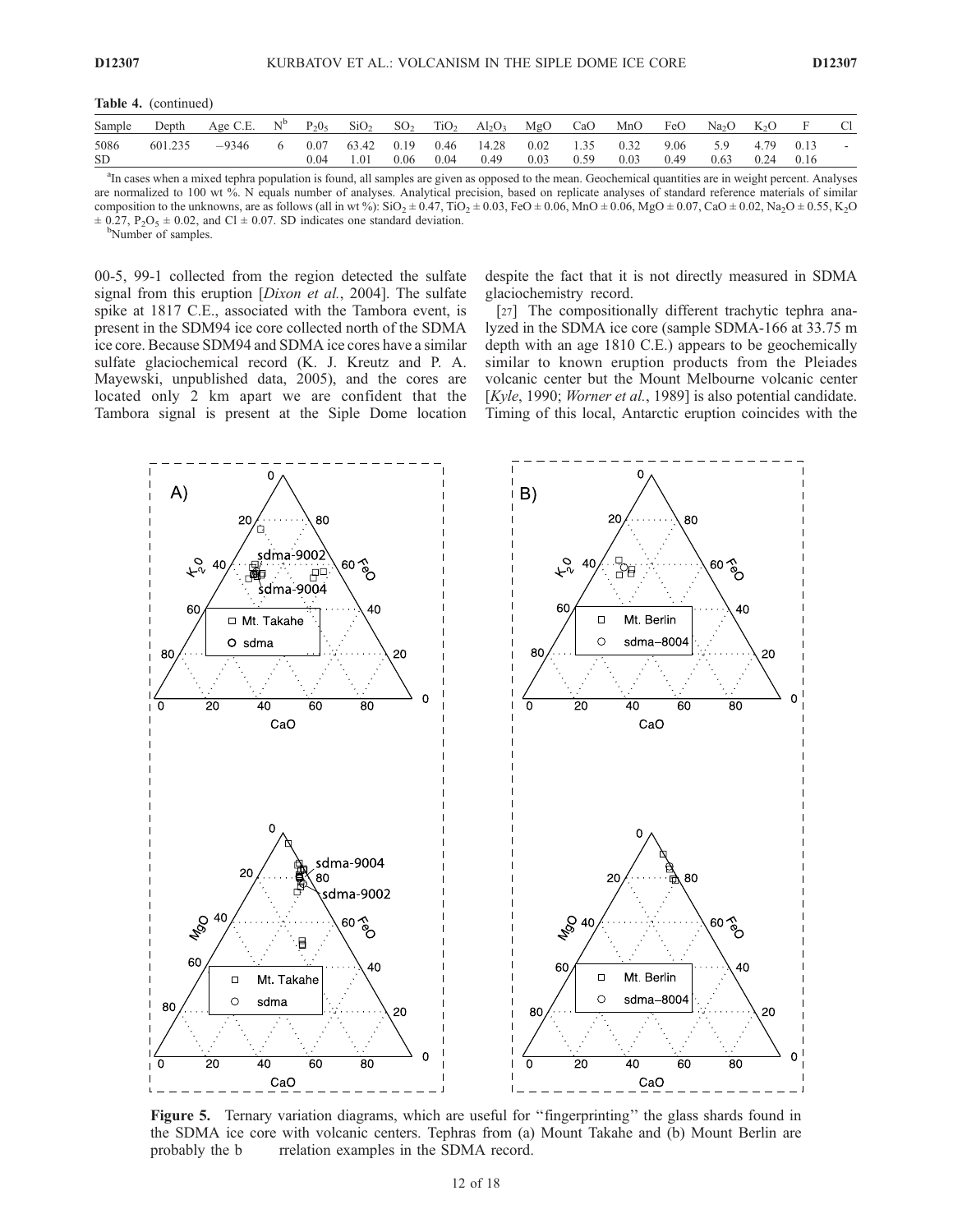**Table 4.** (continued)

| Sample | Depth | Age C.E. | N[b] | $P_2O_5$ | $SiO_2$ | $SO_2$ | $TiO_2$ | $Al_2O_3$ | MgO | CaO | MnO | FeO | $Na_2O$ | $K_2O$ | F | Cl |
|---|---|---|---|---|---|---|---|---|---|---|---|---|---|---|---|---|
| 5086 | 601.235 | −9346 | 6 | 0.07 | 63.42 | 0.19 | 0.46 | 14.28 | 0.02 | 1.35 | 0.32 | 9.06 | 5.9 | 4.79 | 0.13 | - |
| SD | | | | 0.04 | 1.01 | 0.06 | 0.04 | 0.49 | 0.03 | 0.59 | 0.03 | 0.49 | 0.63 | 0.24 | 0.16 | |

[a]In cases when a mixed tephra population is found, all samples are given as opposed to the mean. Geochemical quantities are in weight percent. Analyses are normalized to 100 wt %. N equals number of analyses. Analytical precision, based on replicate analyses of standard reference materials of similar composition to the unknowns, are as follows (all in wt %): $SiO_2 \pm 0.47$, $TiO_2 \pm 0.03$, FeO ± 0.06, MnO ± 0.06, MgO ± 0.07, CaO ± 0.02, $Na_2O \pm 0.55$, $K_2O \pm 0.27$, $P_2O_5 \pm 0.02$, and Cl ± 0.07. SD indicates one standard deviation.

[b]Number of samples.

00-5, 99-1 collected from the region detected the sulfate signal from this eruption [*Dixon et al.*, 2004]. The sulfate spike at 1817 C.E., associated with the Tambora event, is present in the SDM94 ice core collected north of the SDMA ice core. Because SDM94 and SDMA ice cores have a similar sulfate glaciochemical record (K. J. Kreutz and P. A. Mayewski, unpublished data, 2005), and the cores are located only 2 km apart we are confident that the Tambora signal is present at the Siple Dome location despite the fact that it is not directly measured in SDMA glaciochemistry record.

[27] The compositionally different trachytic tephra analyzed in the SDMA ice core (sample SDMA-166 at 33.75 m depth with an age 1810 C.E.) appears to be geochemically similar to known eruption products from the Pleiades volcanic center but the Mount Melbourne volcanic center [*Kyle*, 1990; *Worner et al.*, 1989] is also potential candidate. Timing of this local, Antarctic eruption coincides with the

**Figure 5.** Ternary variation diagrams, which are useful for "fingerprinting" the glass shards found in the SDMA ice core with volcanic centers. Tephras from (a) Mount Takahe and (b) Mount Berlin are probably the b rrelation examples in the SDMA record.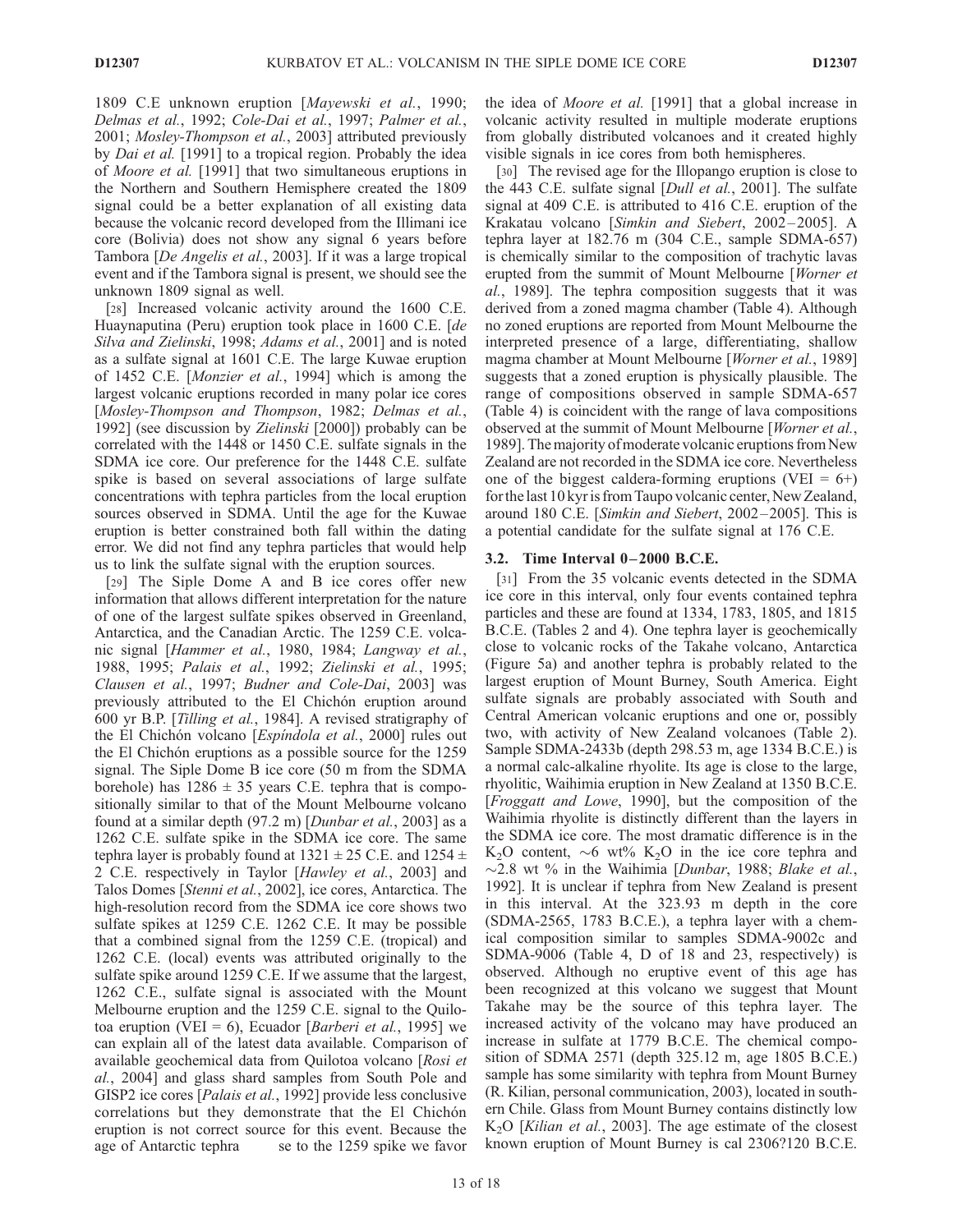1809 C.E unknown eruption [*Mayewski et al.*, 1990; *Delmas et al.*, 1992; *Cole-Dai et al.*, 1997; *Palmer et al.*, 2001; *Mosley-Thompson et al.*, 2003] attributed previously by *Dai et al.* [1991] to a tropical region. Probably the idea of *Moore et al.* [1991] that two simultaneous eruptions in the Northern and Southern Hemisphere created the 1809 signal could be a better explanation of all existing data because the volcanic record developed from the Illimani ice core (Bolivia) does not show any signal 6 years before Tambora [*De Angelis et al.*, 2003]. If it was a large tropical event and if the Tambora signal is present, we should see the unknown 1809 signal as well.

[28] Increased volcanic activity around the 1600 C.E. Huaynaputina (Peru) eruption took place in 1600 C.E. [*de Silva and Zielinski*, 1998; *Adams et al.*, 2001] and is noted as a sulfate signal at 1601 C.E. The large Kuwae eruption of 1452 C.E. [*Monzier et al.*, 1994] which is among the largest volcanic eruptions recorded in many polar ice cores [*Mosley-Thompson and Thompson*, 1982; *Delmas et al.*, 1992] (see discussion by *Zielinski* [2000]) probably can be correlated with the 1448 or 1450 C.E. sulfate signals in the SDMA ice core. Our preference for the 1448 C.E. sulfate spike is based on several associations of large sulfate concentrations with tephra particles from the local eruption sources observed in SDMA. Until the age for the Kuwae eruption is better constrained both fall within the dating error. We did not find any tephra particles that would help us to link the sulfate signal with the eruption sources.

[29] The Siple Dome A and B ice cores offer new information that allows different interpretation for the nature of one of the largest sulfate spikes observed in Greenland, Antarctica, and the Canadian Arctic. The 1259 C.E. volcanic signal [*Hammer et al.*, 1980, 1984; *Langway et al.*, 1988, 1995; *Palais et al.*, 1992; *Zielinski et al.*, 1995; *Clausen et al.*, 1997; *Budner and Cole-Dai*, 2003] was previously attributed to the El Chichón eruption around 600 yr B.P. [*Tilling et al.*, 1984]. A revised stratigraphy of the El Chichón volcano [*Espíndola et al.*, 2000] rules out the El Chichón eruptions as a possible source for the 1259 signal. The Siple Dome B ice core (50 m from the SDMA borehole) has 1286 ± 35 years C.E. tephra that is compositionally similar to that of the Mount Melbourne volcano found at a similar depth (97.2 m) [*Dunbar et al.*, 2003] as a 1262 C.E. sulfate spike in the SDMA ice core. The same tephra layer is probably found at 1321 ± 25 C.E. and 1254 ± 2 C.E. respectively in Taylor [*Hawley et al.*, 2003] and Talos Domes [*Stenni et al.*, 2002], ice cores, Antarctica. The high-resolution record from the SDMA ice core shows two sulfate spikes at 1259 C.E. 1262 C.E. It may be possible that a combined signal from the 1259 C.E. (tropical) and 1262 C.E. (local) events was attributed originally to the sulfate spike around 1259 C.E. If we assume that the largest, 1262 C.E., sulfate signal is associated with the Mount Melbourne eruption and the 1259 C.E. signal to the Quilotoa eruption (VEI = 6), Ecuador [*Barberi et al.*, 1995] we can explain all of the latest data available. Comparison of available geochemical data from Quilotoa volcano [*Rosi et al.*, 2004] and glass shard samples from South Pole and GISP2 ice cores [*Palais et al.*, 1992] provide less conclusive correlations but they demonstrate that the El Chichón eruption is not correct source for this event. Because the age of Antarctic tephra se to the 1259 spike we favor the idea of *Moore et al.* [1991] that a global increase in volcanic activity resulted in multiple moderate eruptions from globally distributed volcanoes and it created highly visible signals in ice cores from both hemispheres.

[30] The revised age for the Illopango eruption is close to the 443 C.E. sulfate signal [*Dull et al.*, 2001]. The sulfate signal at 409 C.E. is attributed to 416 C.E. eruption of the Krakatau volcano [*Simkin and Siebert*, 2002–2005]. A tephra layer at 182.76 m (304 C.E., sample SDMA-657) is chemically similar to the composition of trachytic lavas erupted from the summit of Mount Melbourne [*Worner et al.*, 1989]. The tephra composition suggests that it was derived from a zoned magma chamber (Table 4). Although no zoned eruptions are reported from Mount Melbourne the interpreted presence of a large, differentiating, shallow magma chamber at Mount Melbourne [*Worner et al.*, 1989] suggests that a zoned eruption is physically plausible. The range of compositions observed in sample SDMA-657 (Table 4) is coincident with the range of lava compositions observed at the summit of Mount Melbourne [*Worner et al.*, 1989]. The majority of moderate volcanic eruptions from New Zealand are not recorded in the SDMA ice core. Nevertheless one of the biggest caldera-forming eruptions (VEI = 6+) for the last 10 kyr is from Taupo volcanic center, New Zealand, around 180 C.E. [*Simkin and Siebert*, 2002–2005]. This is a potential candidate for the sulfate signal at 176 C.E.

### 3.2. Time Interval 0–2000 B.C.E.

[31] From the 35 volcanic events detected in the SDMA ice core in this interval, only four events contained tephra particles and these are found at 1334, 1783, 1805, and 1815 B.C.E. (Tables 2 and 4). One tephra layer is geochemically close to volcanic rocks of the Takahe volcano, Antarctica (Figure 5a) and another tephra is probably related to the largest eruption of Mount Burney, South America. Eight sulfate signals are probably associated with South and Central American volcanic eruptions and one or, possibly two, with activity of New Zealand volcanoes (Table 2). Sample SDMA-2433b (depth 298.53 m, age 1334 B.C.E.) is a normal calc-alkaline rhyolite. Its age is close to the large, rhyolitic, Waihimia eruption in New Zealand at 1350 B.C.E. [*Froggatt and Lowe*, 1990], but the composition of the Waihimia rhyolite is distinctly different than the layers in the SDMA ice core. The most dramatic difference is in the $K_2O$ content, ~6 wt% $K_2O$ in the ice core tephra and ~2.8 wt % in the Waihimia [*Dunbar*, 1988; *Blake et al.*, 1992]. It is unclear if tephra from New Zealand is present in this interval. At the 323.93 m depth in the core (SDMA-2565, 1783 B.C.E.), a tephra layer with a chemical composition similar to samples SDMA-9002c and SDMA-9006 (Table 4, D of 18 and 23, respectively) is observed. Although no eruptive event of this age has been recognized at this volcano we suggest that Mount Takahe may be the source of this tephra layer. The increased activity of the volcano may have produced an increase in sulfate at 1779 B.C.E. The chemical composition of SDMA 2571 (depth 325.12 m, age 1805 B.C.E.) sample has some similarity with tephra from Mount Burney (R. Kilian, personal communication, 2003), located in southern Chile. Glass from Mount Burney contains distinctly low $K_2O$ [*Kilian et al.*, 2003]. The age estimate of the closest known eruption of Mount Burney is cal 2306?120 B.C.E.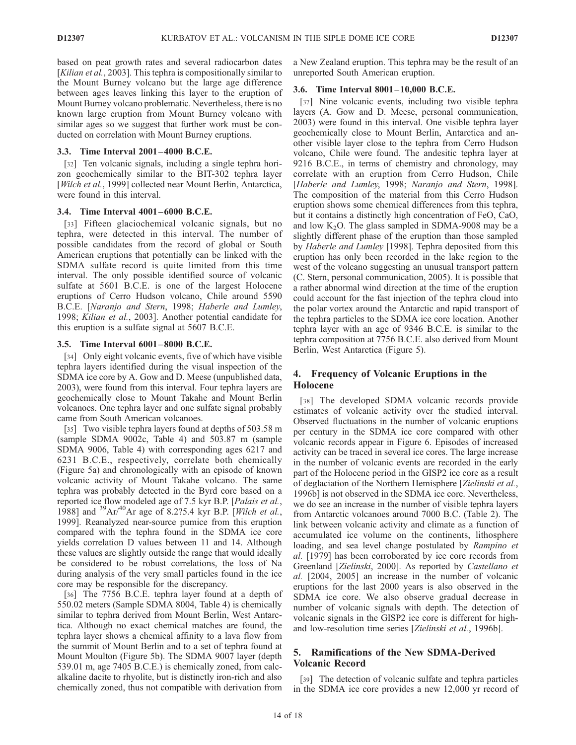based on peat growth rates and several radiocarbon dates [*Kilian et al.*, 2003]. This tephra is compositionally similar to the Mount Burney volcano but the large age difference between ages leaves linking this layer to the eruption of Mount Burney volcano problematic. Nevertheless, there is no known large eruption from Mount Burney volcano with similar ages so we suggest that further work must be conducted on correlation with Mount Burney eruptions.

### 3.3. Time Interval 2001–4000 B.C.E.

[32] Ten volcanic signals, including a single tephra horizon geochemically similar to the BIT-302 tephra layer [*Wilch et al.*, 1999] collected near Mount Berlin, Antarctica, were found in this interval.

### 3.4. Time Interval 4001–6000 B.C.E.

[33] Fifteen glaciochemical volcanic signals, but no tephra, were detected in this interval. The number of possible candidates from the record of global or South American eruptions that potentially can be linked with the SDMA sulfate record is quite limited from this time interval. The only possible identified source of volcanic sulfate at 5601 B.C.E. is one of the largest Holocene eruptions of Cerro Hudson volcano, Chile around 5590 B.C.E. [*Naranjo and Stern*, 1998; *Haberle and Lumley*, 1998; *Kilian et al.*, 2003]. Another potential candidate for this eruption is a sulfate signal at 5607 B.C.E.

### 3.5. Time Interval 6001–8000 B.C.E.

[34] Only eight volcanic events, five of which have visible tephra layers identified during the visual inspection of the SDMA ice core by A. Gow and D. Meese (unpublished data, 2003), were found from this interval. Four tephra layers are geochemically close to Mount Takahe and Mount Berlin volcanoes. One tephra layer and one sulfate signal probably came from South American volcanoes.

[35] Two visible tephra layers found at depths of 503.58 m (sample SDMA 9002c, Table 4) and 503.87 m (sample SDMA 9006, Table 4) with corresponding ages 6217 and 6231 B.C.E., respectively, correlate both chemically (Figure 5a) and chronologically with an episode of known volcanic activity of Mount Takahe volcano. The same tephra was probably detected in the Byrd core based on a reported ice flow modeled age of 7.5 kyr B.P. [*Palais et al.*, 1988] and $^{39}Ar/^{40}Ar$ age of 8.2?5.4 kyr B.P. [*Wilch et al.*, 1999]. Reanalyzed near-source pumice from this eruption compared with the tephra found in the SDMA ice core yields correlation D values between 11 and 14. Although these values are slightly outside the range that would ideally be considered to be robust correlations, the loss of Na during analysis of the very small particles found in the ice core may be responsible for the discrepancy.

[36] The 7756 B.C.E. tephra layer found at a depth of 550.02 meters (Sample SDMA 8004, Table 4) is chemically similar to tephra derived from Mount Berlin, West Antarctica. Although no exact chemical matches are found, the tephra layer shows a chemical affinity to a lava flow from the summit of Mount Berlin and to a set of tephra found at Mount Moulton (Figure 5b). The SDMA 9007 layer (depth 539.01 m, age 7405 B.C.E.) is chemically zoned, from calc-alkaline dacite to rhyolite, but is distinctly iron-rich and also chemically zoned, thus not compatible with derivation from a New Zealand eruption. This tephra may be the result of an unreported South American eruption.

### 3.6. Time Interval 8001–10,000 B.C.E.

[37] Nine volcanic events, including two visible tephra layers (A. Gow and D. Meese, personal communication, 2003) were found in this interval. One visible tephra layer geochemically close to Mount Berlin, Antarctica and another visible layer close to the tephra from Cerro Hudson volcano, Chile were found. The andesitic tephra layer at 9216 B.C.E., in terms of chemistry and chronology, may correlate with an eruption from Cerro Hudson, Chile [*Haberle and Lumley*, 1998; *Naranjo and Stern*, 1998]. The composition of the material from this Cerro Hudson eruption shows some chemical differences from this tephra, but it contains a distinctly high concentration of FeO, CaO, and low $K_2O$. The glass sampled in SDMA-9008 may be a slightly different phase of the eruption than those sampled by *Haberle and Lumley* [1998]. Tephra deposited from this eruption has only been recorded in the lake region to the west of the volcano suggesting an unusual transport pattern (C. Stern, personal communication, 2005). It is possible that a rather abnormal wind direction at the time of the eruption could account for the fast injection of the tephra cloud into the polar vortex around the Antarctic and rapid transport of the tephra particles to the SDMA ice core location. Another tephra layer with an age of 9346 B.C.E. is similar to the tephra composition at 7756 B.C.E. also derived from Mount Berlin, West Antarctica (Figure 5).

## 4. Frequency of Volcanic Eruptions in the Holocene

[38] The developed SDMA volcanic records provide estimates of volcanic activity over the studied interval. Observed fluctuations in the number of volcanic eruptions per century in the SDMA ice core compared with other volcanic records appear in Figure 6. Episodes of increased activity can be traced in several ice cores. The large increase in the number of volcanic events are recorded in the early part of the Holocene period in the GISP2 ice core as a result of deglaciation of the Northern Hemisphere [*Zielinski et al.*, 1996b] is not observed in the SDMA ice core. Nevertheless, we do see an increase in the number of visible tephra layers from Antarctic volcanoes around 7000 B.C. (Table 2). The link between volcanic activity and climate as a function of accumulated ice volume on the continents, lithosphere loading, and sea level change postulated by *Rampino et al.* [1979] has been corroborated by ice core records from Greenland [*Zielinski*, 2000]. As reported by *Castellano et al.* [2004, 2005] an increase in the number of volcanic eruptions for the last 2000 years is also observed in the SDMA ice core. We also observe gradual decrease in number of volcanic signals with depth. The detection of volcanic signals in the GISP2 ice core is different for high- and low-resolution time series [*Zielinski et al.*, 1996b].

## 5. Ramifications of the New SDMA-Derived Volcanic Record

[39] The detection of volcanic sulfate and tephra particles in the SDMA ice core provides a new 12,000 yr record of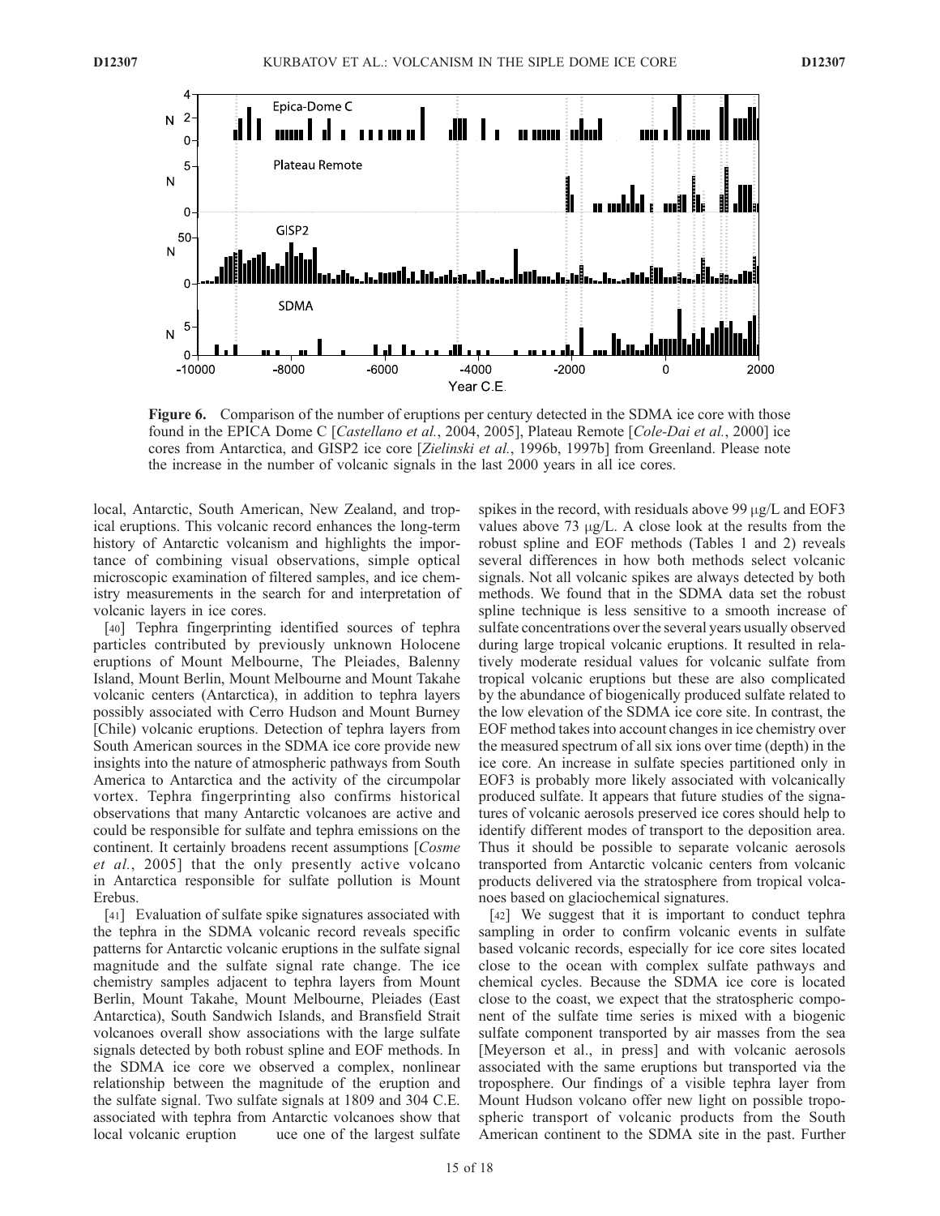**Figure 6.** Comparison of the number of eruptions per century detected in the SDMA ice core with those found in the EPICA Dome C [*Castellano et al.*, 2004, 2005], Plateau Remote [*Cole-Dai et al.*, 2000] ice cores from Antarctica, and GISP2 ice core [*Zielinski et al.*, 1996b, 1997b] from Greenland. Please note the increase in the number of volcanic signals in the last 2000 years in all ice cores.

local, Antarctic, South American, New Zealand, and tropical eruptions. This volcanic record enhances the long-term history of Antarctic volcanism and highlights the importance of combining visual observations, simple optical microscopic examination of filtered samples, and ice chemistry measurements in the search for and interpretation of volcanic layers in ice cores.

[40] Tephra fingerprinting identified sources of tephra particles contributed by previously unknown Holocene eruptions of Mount Melbourne, The Pleiades, Balenny Island, Mount Berlin, Mount Melbourne and Mount Takahe volcanic centers (Antarctica), in addition to tephra layers possibly associated with Cerro Hudson and Mount Burney [Chile) volcanic eruptions. Detection of tephra layers from South American sources in the SDMA ice core provide new insights into the nature of atmospheric pathways from South America to Antarctica and the activity of the circumpolar vortex. Tephra fingerprinting also confirms historical observations that many Antarctic volcanoes are active and could be responsible for sulfate and tephra emissions on the continent. It certainly broadens recent assumptions [*Cosme et al.*, 2005] that the only presently active volcano in Antarctica responsible for sulfate pollution is Mount Erebus.

[41] Evaluation of sulfate spike signatures associated with the tephra in the SDMA volcanic record reveals specific patterns for Antarctic volcanic eruptions in the sulfate signal magnitude and the sulfate signal rate change. The ice chemistry samples adjacent to tephra layers from Mount Berlin, Mount Takahe, Mount Melbourne, Pleiades (East Antarctica), South Sandwich Islands, and Bransfield Strait volcanoes overall show associations with the large sulfate signals detected by both robust spline and EOF methods. In the SDMA ice core we observed a complex, nonlinear relationship between the magnitude of the eruption and the sulfate signal. Two sulfate signals at 1809 and 304 C.E. associated with tephra from Antarctic volcanoes show that local volcanic eruption uce one of the largest sulfate spikes in the record, with residuals above 99 μg/L and EOF3 values above 73 μg/L. A close look at the results from the robust spline and EOF methods (Tables 1 and 2) reveals several differences in how both methods select volcanic signals. Not all volcanic spikes are always detected by both methods. We found that in the SDMA data set the robust spline technique is less sensitive to a smooth increase of sulfate concentrations over the several years usually observed during large tropical volcanic eruptions. It resulted in relatively moderate residual values for volcanic sulfate from tropical volcanic eruptions but these are also complicated by the abundance of biogenically produced sulfate related to the low elevation of the SDMA ice core site. In contrast, the EOF method takes into account changes in ice chemistry over the measured spectrum of all six ions over time (depth) in the ice core. An increase in sulfate species partitioned only in EOF3 is probably more likely associated with volcanically produced sulfate. It appears that future studies of the signatures of volcanic aerosols preserved ice cores should help to identify different modes of transport to the deposition area. Thus it should be possible to separate volcanic aerosols transported from Antarctic volcanic centers from volcanic products delivered via the stratosphere from tropical volcanoes based on glaciochemical signatures.

[42] We suggest that it is important to conduct tephra sampling in order to confirm volcanic events in sulfate based volcanic records, especially for ice core sites located close to the ocean with complex sulfate pathways and chemical cycles. Because the SDMA ice core is located close to the coast, we expect that the stratospheric component of the sulfate time series is mixed with a biogenic sulfate component transported by air masses from the sea [Meyerson et al., in press] and with volcanic aerosols associated with the same eruptions but transported via the troposphere. Our findings of a visible tephra layer from Mount Hudson volcano offer new light on possible tropospheric transport of volcanic products from the South American continent to the SDMA site in the past. Further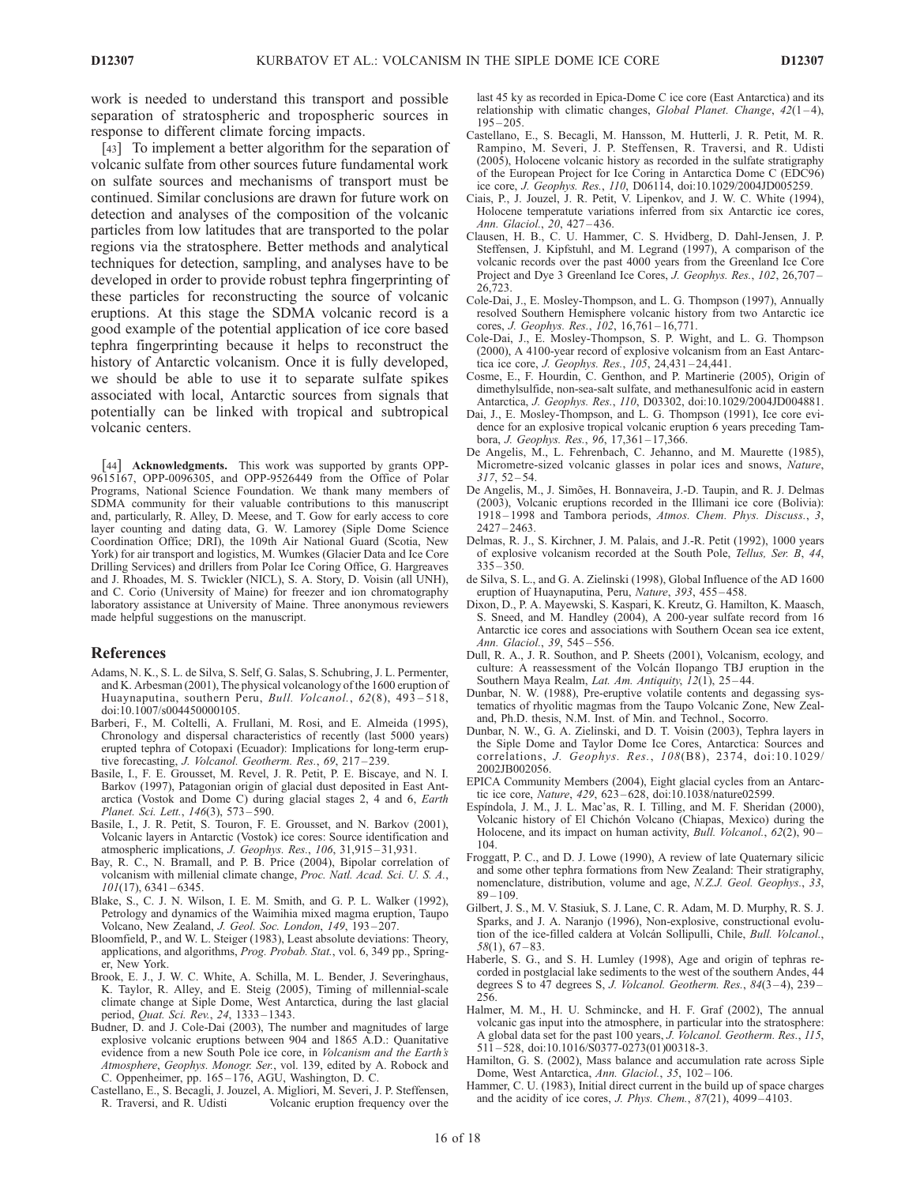work is needed to understand this transport and possible separation of stratospheric and tropospheric sources in response to different climate forcing impacts.

[43] To implement a better algorithm for the separation of volcanic sulfate from other sources future fundamental work on sulfate sources and mechanisms of transport must be continued. Similar conclusions are drawn for future work on detection and analyses of the composition of the volcanic particles from low latitudes that are transported to the polar regions via the stratosphere. Better methods and analytical techniques for detection, sampling, and analyses have to be developed in order to provide robust tephra fingerprinting of these particles for reconstructing the source of volcanic eruptions. At this stage the SDMA volcanic record is a good example of the potential application of ice core based tephra fingerprinting because it helps to reconstruct the history of Antarctic volcanism. Once it is fully developed, we should be able to use it to separate sulfate spikes associated with local, Antarctic sources from signals that potentially can be linked with tropical and subtropical volcanic centers.

[44] **Acknowledgments.** This work was supported by grants OPP-9615167, OPP-0096305, and OPP-9526449 from the Office of Polar Programs, National Science Foundation. We thank many members of SDMA community for their valuable contributions to this manuscript and, particularly, R. Alley, D. Meese, and T. Gow for early access to core layer counting and dating data, G. W. Lamorey (Siple Dome Science Coordination Office; DRI), the 109th Air National Guard (Scotia, New York) for air transport and logistics, M. Wumkes (Glacier Data and Ice Core Drilling Services) and drillers from Polar Ice Coring Office, G. Hargreaves and J. Rhoades, M. S. Twickler (NICL), S. A. Story, D. Voisin (all UNH), and C. Corio (University of Maine) for freezer and ion chromatography laboratory assistance at University of Maine. Three anonymous reviewers made helpful suggestions on the manuscript.

## References

Adams, N. K., S. L. de Silva, S. Self, G. Salas, S. Schubring, J. L. Permenter, and K. Arbesman (2001), The physical volcanology of the 1600 eruption of Huaynaputina, southern Peru, *Bull. Volcanol.*, *62*(8), 493–518, doi:10.1007/s004450000105.

Barberi, F., M. Coltelli, A. Frullani, M. Rosi, and E. Almeida (1995), Chronology and dispersal characteristics of recently (last 5000 years) erupted tephra of Cotopaxi (Ecuador): Implications for long-term eruptive forecasting, *J. Volcanol. Geotherm. Res.*, *69*, 217–239.

Basile, I., F. E. Grousset, M. Revel, J. R. Petit, P. E. Biscaye, and N. I. Barkov (1997), Patagonian origin of glacial dust deposited in East Antarctica (Vostok and Dome C) during glacial stages 2, 4 and 6, *Earth Planet. Sci. Lett.*, *146*(3), 573–590.

Basile, I., J. R. Petit, S. Touron, F. E. Grousset, and N. Barkov (2001), Volcanic layers in Antarctic (Vostok) ice cores: Source identification and atmospheric implications, *J. Geophys. Res.*, *106*, 31,915–31,931.

Bay, R. C., N. Bramall, and P. B. Price (2004), Bipolar correlation of volcanism with millenial climate change, *Proc. Natl. Acad. Sci. U. S. A.*, *101*(17), 6341–6345.

Blake, S., C. J. N. Wilson, I. E. M. Smith, and G. P. L. Walker (1992), Petrology and dynamics of the Waimihia mixed magma eruption, Taupo Volcano, New Zealand, *J. Geol. Soc. London*, *149*, 193–207.

Bloomfield, P., and W. L. Steiger (1983), Least absolute deviations: Theory, applications, and algorithms, *Prog. Probab. Stat.*, vol. 6, 349 pp., Springer, New York.

Brook, E. J., J. W. C. White, A. Schilla, M. L. Bender, J. Severinghaus, K. Taylor, R. Alley, and E. Steig (2005), Timing of millennial-scale climate change at Siple Dome, West Antarctica, during the last glacial period, *Quat. Sci. Rev.*, *24*, 1333–1343.

Budner, D. and J. Cole-Dai (2003), The number and magnitudes of large explosive volcanic eruptions between 904 and 1865 A.D.: Quantitative evidence from a new South Pole ice core, in *Volcanism and the Earth's Atmosphere*, *Geophys. Monogr. Ser.*, vol. 139, edited by A. Robock and C. Oppenheimer, pp. 165–176, AGU, Washington, D. C.

Castellano, E., S. Becagli, J. Jouzel, A. Migliori, M. Severi, J. P. Steffensen, R. Traversi, and R. Udisti Volcanic eruption frequency over the last 45 ky as recorded in Epica-Dome C ice core (East Antarctica) and its relationship with climatic changes, *Global Planet. Change*, *42*(1–4), 195–205.

Castellano, E., S. Becagli, M. Hansson, M. Hutterli, J. R. Petit, M. R. Rampino, M. Severi, J. P. Steffensen, R. Traversi, and R. Udisti (2005), Holocene volcanic history as recorded in the sulfate stratigraphy of the European Project for Ice Coring in Antarctica Dome C (EDC96) ice core, *J. Geophys. Res.*, *110*, D06114, doi:10.1029/2004JD005259.

Ciais, P., J. Jouzel, J. R. Petit, V. Lipenkov, and J. W. C. White (1994), Holocene temperatute variations inferred from six Antarctic ice cores, *Ann. Glaciol.*, *20*, 427–436.

Clausen, H. B., C. U. Hammer, C. S. Hvidberg, D. Dahl-Jensen, J. P. Steffensen, J. Kipfstuhl, and M. Legrand (1997), A comparison of the volcanic records over the past 4000 years from the Greenland Ice Core Project and Dye 3 Greenland Ice Cores, *J. Geophys. Res.*, *102*, 26,707–26,723.

Cole-Dai, J., E. Mosley-Thompson, and L. G. Thompson (1997), Annually resolved Southern Hemisphere volcanic history from two Antarctic ice cores, *J. Geophys. Res.*, *102*, 16,761–16,771.

Cole-Dai, J., E. Mosley-Thompson, S. P. Wight, and L. G. Thompson (2000), A 4100-year record of explosive volcanism from an East Antarctica ice core, *J. Geophys. Res.*, *105*, 24,431–24,441.

Cosme, E., F. Hourdin, C. Genthon, and P. Martinerie (2005), Origin of dimethylsulfide, non-sea-salt sulfate, and methanesulfonic acid in eastern Antarctica, *J. Geophys. Res.*, *110*, D03302, doi:10.1029/2004JD004881.

Dai, J., E. Mosley-Thompson, and L. G. Thompson (1991), Ice core evidence for an explosive tropical volcanic eruption 6 years preceding Tambora, *J. Geophys. Res.*, *96*, 17,361–17,366.

De Angelis, M., L. Fehrenbach, C. Jehanno, and M. Maurette (1985), Micrometre-sized volcanic glasses in polar ices and snows, *Nature*, *317*, 52–54.

De Angelis, M., J. Simões, H. Bonnaveira, J.-D. Taupin, and R. J. Delmas (2003), Volcanic eruptions recorded in the Illimani ice core (Bolivia): 1918–1998 and Tambora periods, *Atmos. Chem. Phys. Discuss.*, *3*, 2427–2463.

Delmas, R. J., S. Kirchner, J. M. Palais, and J.-R. Petit (1992), 1000 years of explosive volcanism recorded at the South Pole, *Tellus, Ser. B*, *44*, 335–350.

de Silva, S. L., and G. A. Zielinski (1998), Global Influence of the AD 1600 eruption of Huaynaputina, Peru, *Nature*, *393*, 455–458.

Dixon, D., P. A. Mayewski, S. Kaspari, K. Kreutz, G. Hamilton, K. Maasch, S. Sneed, and M. Handley (2004), A 200-year sulfate record from 16 Antarctic ice cores and associations with Southern Ocean sea ice extent, *Ann. Glaciol.*, *39*, 545–556.

Dull, R. A., J. R. Southon, and P. Sheets (2001), Volcanism, ecology, and culture: A reassessment of the Volcán Ilopango TBJ eruption in the Southern Maya Realm, *Lat. Am. Antiquity*, *12*(1), 25–44.

Dunbar, N. W. (1988), Pre-eruptive volatile contents and degassing systematics of rhyolitic magmas from the Taupo Volcanic Zone, New Zealand, Ph.D. thesis, N.M. Inst. of Min. and Technol., Socorro.

Dunbar, N. W., G. A. Zielinski, and D. T. Voisin (2003), Tephra layers in the Siple Dome and Taylor Dome Ice Cores, Antarctica: Sources and correlations, *J. Geophys. Res.*, *108*(B8), 2374, doi:10.1029/2002JB002056.

EPICA Community Members (2004), Eight glacial cycles from an Antarctic ice core, *Nature*, *429*, 623–628, doi:10.1038/nature02599.

Espíndola, J. M., J. L. Mac'as, R. I. Tilling, and M. F. Sheridan (2000), Volcanic history of El Chichón Volcano (Chiapas, Mexico) during the Holocene, and its impact on human activity, *Bull. Volcanol.*, *62*(2), 90–104.

Froggatt, P. C., and D. J. Lowe (1990), A review of late Quaternary silicic and some other tephra formations from New Zealand: Their stratigraphy, nomenclature, distribution, volume and age, *N.Z.J. Geol. Geophys.*, *33*, 89–109.

Gilbert, J. S., M. V. Stasiuk, S. J. Lane, C. R. Adam, M. D. Murphy, R. S. J. Sparks, and J. A. Naranjo (1996), Non-explosive, constructional evolution of the ice-filled caldera at Volcán Sollipulli, Chile, *Bull. Volcanol.*, *58*(1), 67–83.

Haberle, S. G., and S. H. Lumley (1998), Age and origin of tephras recorded in postglacial lake sediments to the west of the southern Andes, 44 degrees S to 47 degrees S, *J. Volcanol. Geotherm. Res.*, *84*(3–4), 239–256.

Halmer, M. M., H. U. Schmincke, and H. F. Graf (2002), The annual volcanic gas input into the atmosphere, in particular into the stratosphere: A global data set for the past 100 years, *J. Volcanol. Geotherm. Res.*, *115*, 511–528, doi:10.1016/S0377-0273(01)00318-3.

Hamilton, G. S. (2002), Mass balance and accumulation rate across Siple Dome, West Antarctica, *Ann. Glaciol.*, *35*, 102–106.

Hammer, C. U. (1983), Initial direct current in the build up of space charges and the acidity of ice cores, *J. Phys. Chem.*, *87*(21), 4099–4103.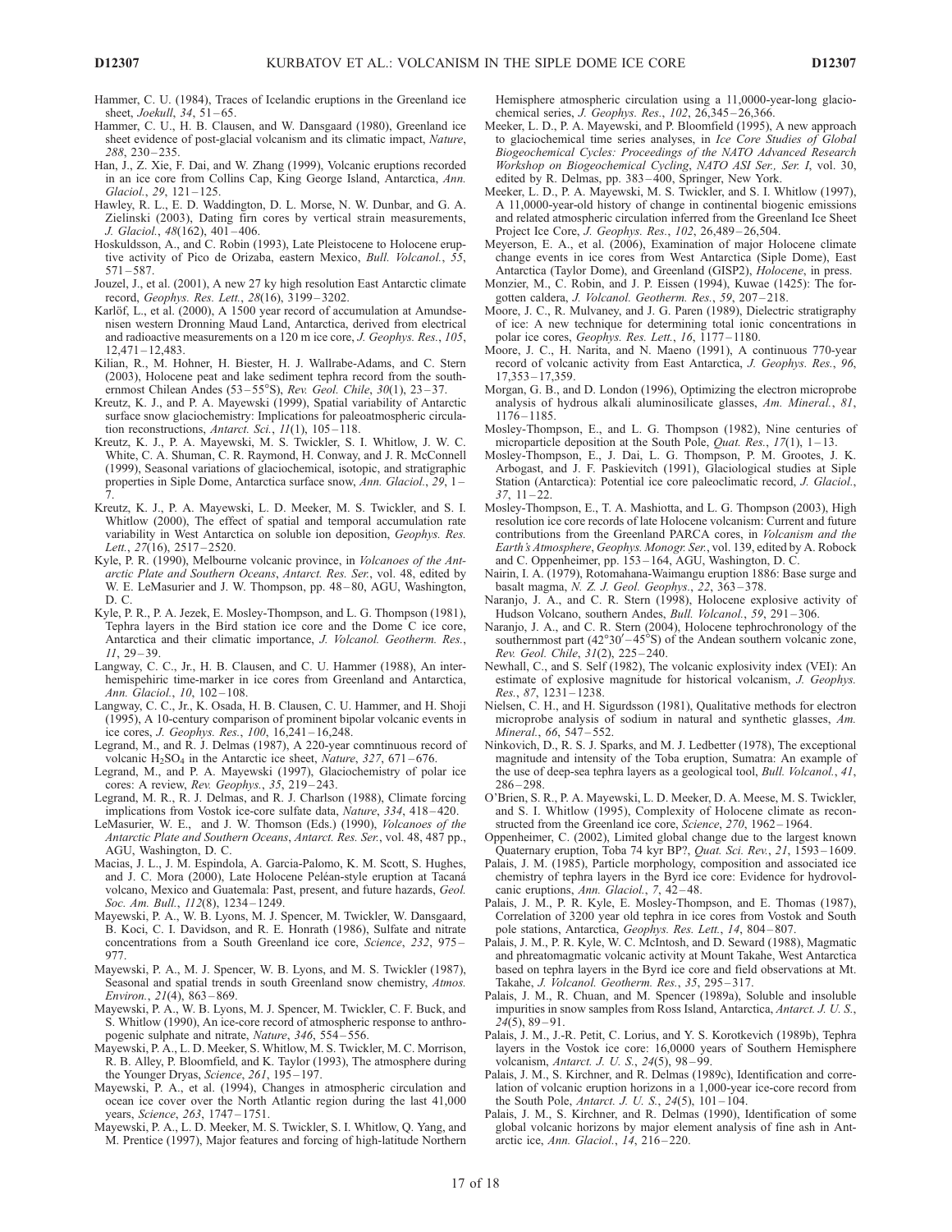Hammer, C. U. (1984), Traces of Icelandic eruptions in the Greenland ice sheet, *Joekull*, *34*, 51–65.

Hammer, C. U., H. B. Clausen, and W. Dansgaard (1980), Greenland ice sheet evidence of post-glacial volcanism and its climatic impact, *Nature*, *288*, 230–235.

Han, J., Z. Xie, F. Dai, and W. Zhang (1999), Volcanic eruptions recorded in an ice core from Collins Cap, King George Island, Antarctica, *Ann. Glaciol.*, *29*, 121–125.

Hawley, R. L., E. D. Waddington, D. L. Morse, N. W. Dunbar, and G. A. Zielinski (2003), Dating firn cores by vertical strain measurements, *J. Glaciol.*, *48*(162), 401–406.

Hoskuldsson, A., and C. Robin (1993), Late Pleistocene to Holocene eruptive activity of Pico de Orizaba, eastern Mexico, *Bull. Volcanol.*, *55*, 571–587.

Jouzel, J., et al. (2001), A new 27 ky high resolution East Antarctic climate record, *Geophys. Res. Lett.*, *28*(16), 3199–3202.

Karlöf, L., et al. (2000), A 1500 year record of accumulation at Amundsenisen western Dronning Maud Land, Antarctica, derived from electrical and radioactive measurements on a 120 m ice core, *J. Geophys. Res.*, *105*, 12,471–12,483.

Kilian, R., M. Hohner, H. Biester, H. J. Wallrabe-Adams, and C. Stern (2003), Holocene peat and lake sediment tephra record from the southernmost Chilean Andes (53–55°S), *Rev. Geol. Chile*, *30*(1), 23–37.

Kreutz, K. J., and P. A. Mayewski (1999), Spatial variability of Antarctic surface snow glaciochemistry: Implications for paleoatmospheric circulation reconstructions, *Antarct. Sci.*, *11*(1), 105–118.

Kreutz, K. J., P. A. Mayewski, M. S. Twickler, S. I. Whitlow, J. W. C. White, C. A. Shuman, C. R. Raymond, H. Conway, and J. R. McConnell (1999), Seasonal variations of glaciochemical, isotopic, and stratigraphic properties in Siple Dome, Antarctica surface snow, *Ann. Glaciol.*, *29*, 1–7.

Kreutz, K. J., P. A. Mayewski, L. D. Meeker, M. S. Twickler, and S. I. Whitlow (2000), The effect of spatial and temporal accumulation rate variability in West Antarctica on soluble ion deposition, *Geophys. Res. Lett.*, *27*(16), 2517–2520.

Kyle, P. R. (1990), Melbourne volcanic province, in *Volcanoes of the Antarctic Plate and Southern Oceans*, *Antarct. Res. Ser.*, vol. 48, edited by W. E. LeMasurier and J. W. Thompson, pp. 48–80, AGU, Washington, D. C.

Kyle, P. R., P. A. Jezek, E. Mosley-Thompson, and L. G. Thompson (1981), Tephra layers in the Bird station ice core and the Dome C ice core, Antarctica and their climatic importance, *J. Volcanol. Geotherm. Res.*, *11*, 29–39.

Langway, C. C., Jr., H. B. Clausen, and C. U. Hammer (1988), An inter-hemispehiric time-marker in ice cores from Greenland and Antarctica, *Ann. Glaciol.*, *10*, 102–108.

Langway, C. C., Jr., K. Osada, H. B. Clausen, C. U. Hammer, and H. Shoji (1995), A 10-century comparison of prominent bipolar volcanic events in ice cores, *J. Geophys. Res.*, *100*, 16,241–16,248.

Legrand, M., and R. J. Delmas (1987), A 220-year comntinuous record of volcanic $H_2SO_4$ in the Antarctic ice sheet, *Nature*, *327*, 671–676.

Legrand, M., and P. A. Mayewski (1997), Glaciochemistry of polar ice cores: A review, *Rev. Geophys.*, *35*, 219–243.

Legrand, M. R., R. J. Delmas, and R. J. Charlson (1988), Climate forcing implications from Vostok ice-core sulfate data, *Nature*, *334*, 418–420.

LeMasurier, W. E., and J. W. Thomson (Eds.) (1990), *Volcanoes of the Antarctic Plate and Southern Oceans*, *Antarct. Res. Ser.*, vol. 48, 487 pp., AGU, Washington, D. C.

Macias, J. L., J. M. Espindola, A. Garcia-Palomo, K. M. Scott, S. Hughes, and J. C. Mora (2000), Late Holocene Peléan-style eruption at Tacaná volcano, Mexico and Guatemala: Past, present, and future hazards, *Geol. Soc. Am. Bull.*, *112*(8), 1234–1249.

Mayewski, P. A., W. B. Lyons, M. J. Spencer, M. Twickler, W. Dansgaard, B. Koci, C. I. Davidson, and R. E. Honrath (1986), Sulfate and nitrate concentrations from a South Greenland ice core, *Science*, *232*, 975–977.

Mayewski, P. A., M. J. Spencer, W. B. Lyons, and M. S. Twickler (1987), Seasonal and spatial trends in south Greenland snow chemistry, *Atmos. Environ.*, *21*(4), 863–869.

Mayewski, P. A., W. B. Lyons, M. J. Spencer, M. Twickler, C. F. Buck, and S. Whitlow (1990), An ice-core record of atmospheric response to anthropogenic sulphate and nitrate, *Nature*, *346*, 554–556.

Mayewski, P. A., L. D. Meeker, S. Whitlow, M. S. Twickler, M. C. Morrison, R. B. Alley, P. Bloomfield, and K. Taylor (1993), The atmosphere during the Younger Dryas, *Science*, *261*, 195–197.

Mayewski, P. A., et al. (1994), Changes in atmospheric circulation and ocean ice cover over the North Atlantic region during the last 41,000 years, *Science*, *263*, 1747–1751.

Mayewski, P. A., L. D. Meeker, M. S. Twickler, S. I. Whitlow, Q. Yang, and M. Prentice (1997), Major features and forcing of high-latitude Northern Hemisphere atmospheric circulation using a 11,0000-year-long glaciochemical series, *J. Geophys. Res.*, *102*, 26,345–26,366.

Meeker, L. D., P. A. Mayewski, and P. Bloomfield (1995), A new approach to glaciochemical time series analyses, in *Ice Core Studies of Global Biogeochemical Cycles: Proceedings of the NATO Advanced Research Workshop on Biogeochemical Cycling*, *NATO ASI Ser., Ser. I*, vol. 30, edited by R. Delmas, pp. 383–400, Springer, New York.

Meeker, L. D., P. A. Mayewski, M. S. Twickler, and S. I. Whitlow (1997), A 11,0000-year-old history of change in continental biogenic emissions and related atmospheric circulation inferred from the Greenland Ice Sheet Project Ice Core, *J. Geophys. Res.*, *102*, 26,489–26,504.

Meyerson, E. A., et al. (2006), Examination of major Holocene climate change events in ice cores from West Antarctica (Siple Dome), East Antarctica (Taylor Dome), and Greenland (GISP2), *Holocene*, in press.

Monzier, M., C. Robin, and J. P. Eissen (1994), Kuwae (1425): The forgotten caldera, *J. Volcanol. Geotherm. Res.*, *59*, 207–218.

Moore, J. C., R. Mulvaney, and J. G. Paren (1989), Dielectric stratigraphy of ice: A new technique for determining total ionic concentrations in polar ice cores, *Geophys. Res. Lett.*, *16*, 1177–1180.

Moore, J. C., H. Narita, and N. Maeno (1991), A continuous 770-year record of volcanic activity from East Antarctica, *J. Geophys. Res.*, *96*, 17,353–17,359.

Morgan, G. B., and D. London (1996), Optimizing the electron microprobe analysis of hydrous alkali aluminosilicate glasses, *Am. Mineral.*, *81*, 1176–1185.

Mosley-Thompson, E., and L. G. Thompson (1982), Nine centuries of microparticle deposition at the South Pole, *Quat. Res.*, *17*(1), 1–13.

Mosley-Thompson, E., J. Dai, L. G. Thompson, P. M. Grootes, J. K. Arbogast, and J. F. Paskievitch (1991), Glaciological studies at Siple Station (Antarctica): Potential ice core paleoclimatic record, *J. Glaciol.*, *37*, 11–22.

Mosley-Thompson, E., T. A. Mashiotta, and L. G. Thompson (2003), High resolution ice core records of late Holocene volcanism: Current and future contributions from the Greenland PARCA cores, in *Volcanism and the Earth's Atmosphere*, *Geophys. Monogr. Ser.*, vol. 139, edited by A. Robock and C. Oppenheimer, pp. 153–164, AGU, Washington, D. C.

Nairin, I. A. (1979), Rotomahana-Waimangu eruption 1886: Base surge and basalt magma, *N. Z. J. Geol. Geophys.*, *22*, 363–378.

Naranjo, J. A., and C. R. Stern (1998), Holocene explosive activity of Hudson Volcano, southern Andes, *Bull. Volcanol.*, *59*, 291–306.

Naranjo, J. A., and C. R. Stern (2004), Holocene tephrochronology of the southernmost part (42°30′–45°S) of the Andean southern volcanic zone, *Rev. Geol. Chile*, *31*(2), 225–240.

Newhall, C., and S. Self (1982), The volcanic explosivity index (VEI): An estimate of explosive magnitude for historical volcanism, *J. Geophys. Res.*, *87*, 1231–1238.

Nielsen, C. H., and H. Sigurdsson (1981), Qualitative methods for electron microprobe analysis of sodium in natural and synthetic glasses, *Am. Mineral.*, *66*, 547–552.

Ninkovich, D., R. S. J. Sparks, and M. J. Ledbetter (1978), The exceptional magnitude and intensity of the Toba eruption, Sumatra: An example of the use of deep-sea tephra layers as a geological tool, *Bull. Volcanol.*, *41*, 286–298.

O'Brien, S. R., P. A. Mayewski, L. D. Meeker, D. A. Meese, M. S. Twickler, and S. I. Whitlow (1995), Complexity of Holocene climate as reconstructed from the Greenland ice core, *Science*, *270*, 1962–1964.

Oppenheimer, C. (2002), Limited global change due to the largest known Quaternary eruption, Toba 74 kyr BP?, *Quat. Sci. Rev.*, *21*, 1593–1609.

Palais, J. M. (1985), Particle morphology, composition and associated ice chemistry of tephra layers in the Byrd ice core: Evidence for hydrovolcanic eruptions, *Ann. Glaciol.*, *7*, 42–48.

Palais, J. M., P. R. Kyle, E. Mosley-Thompson, and E. Thomas (1987), Correlation of 3200 year old tephra in ice cores from Vostok and South pole stations, Antarctica, *Geophys. Res. Lett.*, *14*, 804–807.

Palais, J. M., P. R. Kyle, W. C. McIntosh, and D. Seward (1988), Magmatic and phreatomagmatic volcanic activity at Mount Takahe, West Antarctica based on tephra layers in the Byrd ice core and field observations at Mt. Takahe, *J. Volcanol. Geotherm. Res.*, *35*, 295–317.

Palais, J. M., R. Chuan, and M. Spencer (1989a), Soluble and insoluble impurities in snow samples from Ross Island, Antarctica, *Antarct. J. U. S.*, *24*(5), 89–91.

Palais, J. M., J.-R. Petit, C. Lorius, and Y. S. Korotkevich (1989b), Tephra layers in the Vostok ice core: 16,0000 years of Southern Hemisphere volcanism, *Antarct. J. U. S.*, *24*(5), 98–99.

Palais, J. M., S. Kirchner, and R. Delmas (1989c), Identification and correlation of volcanic eruption horizons in a 1,000-year ice-core record from the South Pole, *Antarct. J. U. S.*, *24*(5), 101–104.

Palais, J. M., S. Kirchner, and R. Delmas (1990), Identification of some global volcanic horizons by major element analysis of fine ash in Antarctic ice, *Ann. Glaciol.*, *14*, 216–220.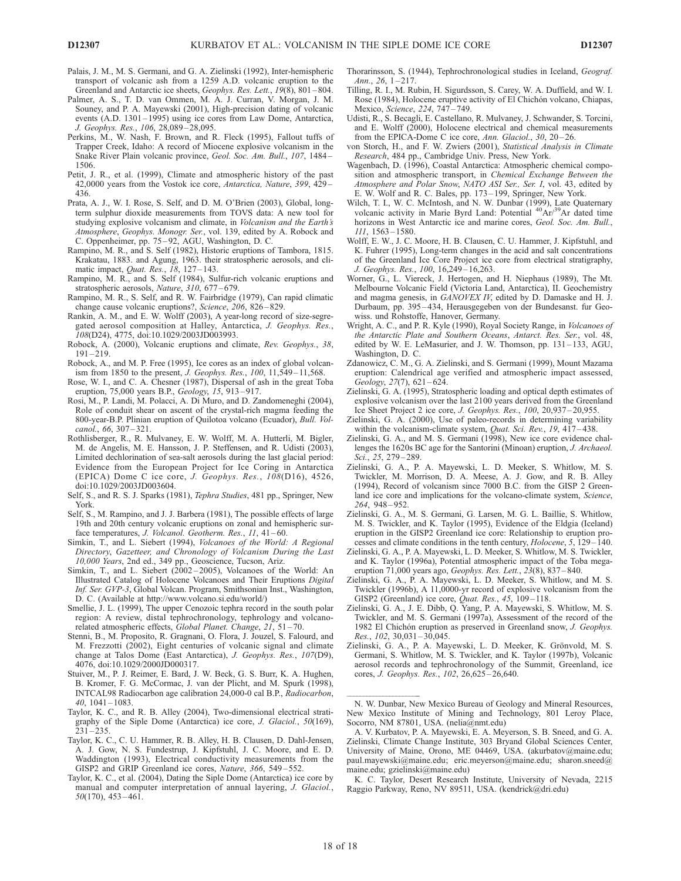Palais, J. M., M. S. Germani, and G. A. Zielinski (1992), Inter-hemispheric transport of volcanic ash from a 1259 A.D. volcanic eruption to the Greenland and Antarctic ice sheets, *Geophys. Res. Lett.*, *19*(8), 801–804.

Palmer, A. S., T. D. van Ommen, M. A. J. Curran, V. Morgan, J. M. Souney, and P. A. Mayewski (2001), High-precision dating of volcanic events (A.D. 1301–1995) using ice cores from Law Dome, Antarctica, *J. Geophys. Res.*, *106*, 28,089–28,095.

Perkins, M., W. Nash, F. Brown, and R. Fleck (1995), Fallout tuffs of Trapper Creek, Idaho: A record of Miocene explosive volcanism in the Snake River Plain volcanic province, *Geol. Soc. Am. Bull.*, *107*, 1484–1506.

Petit, J. R., et al. (1999), Climate and atmospheric history of the past 42,0000 years from the Vostok ice core, *Antarctica, Nature*, *399*, 429–436.

Prata, A. J., W. I. Rose, S. Self, and D. M. O'Brien (2003), Global, long-term sulphur dioxide measurements from TOVS data: A new tool for studying explosive volcanism and climate, in *Volcanism and the Earth's Atmosphere*, *Geophys. Monogr. Ser.*, vol. 139, edited by A. Robock and C. Oppenheimer, pp. 75–92, AGU, Washington, D. C.

Rampino, M. R., and S. Self (1982), Historic eruptions of Tambora, 1815. Krakatau, 1883. and Agung, 1963. their stratospheric aerosols, and climatic impact, *Quat. Res.*, *18*, 127–143.

Rampino, M. R., and S. Self (1984), Sulfur-rich volcanic eruptions and stratospheric aerosols, *Nature*, *310*, 677–679.

Rampino, M. R., S. Self, and R. W. Fairbridge (1979), Can rapid climatic change cause volcanic eruptions?, *Science*, *206*, 826–829.

Rankin, A. M., and E. W. Wolff (2003), A year-long record of size-segregated aerosol composition at Halley, Antarctica, *J. Geophys. Res.*, *108*(D24), 4775, doi:10.1029/2003JD003993.

Robock, A. (2000), Volcanic eruptions and climate, *Rev. Geophys.*, *38*, 191–219.

Robock, A., and M. P. Free (1995), Ice cores as an index of global volcanism from 1850 to the present, *J. Geophys. Res.*, *100*, 11,549–11,568.

Rose, W. I., and C. A. Chesner (1987), Dispersal of ash in the great Toba eruption, 75,000 years B.P., *Geology*, *15*, 913–917.

Rosi, M., P. Landi, M. Polacci, A. Di Muro, and D. Zandomeneghi (2004), Role of conduit shear on ascent of the crystal-rich magma feeding the 800-year-B.P. Plinian eruption of Quilotoa volcano (Ecuador), *Bull. Volcanol.*, *66*, 307–321.

Rothlisberger, R., R. Mulvaney, E. W. Wolff, M. A. Hutterli, M. Bigler, M. de Angelis, M. E. Hansson, J. P. Steffensen, and R. Udisti (2003), Limited dechlorination of sea-salt aerosols during the last glacial period: Evidence from the European Project for Ice Coring in Antarctica (EPICA) Dome C ice core, *J. Geophys. Res.*, *108*(D16), 4526, doi:10.1029/2003JD003604.

Self, S., and R. S. J. Sparks (1981), *Tephra Studies*, 481 pp., Springer, New York.

Self, S., M. Rampino, and J. J. Barbera (1981), The possible effects of large 19th and 20th century volcanic eruptions on zonal and hemispheric surface temperatures, *J. Volcanol. Geotherm. Res.*, *11*, 41–60.

Simkin, T., and L. Siebert (1994), *Volcanoes of the World: A Regional Directory, Gazetteer, and Chronology of Volcanism During the Last 10,000 Years*, 2nd ed., 349 pp., Geoscience, Tucson, Ariz.

Simkin, T., and L. Siebert (2002–2005), Volcanoes of the World: An Illustrated Catalog of Holocene Volcanoes and Their Eruptions *Digital Inf. Ser. GVP-3*, Global Volcan. Program, Smithsonian Inst., Washington, D. C. (Available at http://www.volcano.si.edu/world/)

Smellie, J. L. (1999), The upper Cenozoic tephra record in the south polar region: A review, distal tephrochronology, tephrology and volcano-related atmospheric effects, *Global Planet. Change*, *21*, 51–70.

Stenni, B., M. Proposito, R. Gragnani, O. Flora, J. Jouzel, S. Falourd, and M. Frezzotti (2002), Eight centuries of volcanic signal and climate change at Talos Dome (East Antarctica), *J. Geophys. Res.*, *107*(D9), 4076, doi:10.1029/2000JD000317.

Stuiver, M., P. J. Reimer, E. Bard, J. W. Beck, G. S. Burr, K. A. Hughen, B. Kromer, F. G. McCormac, J. van der Plicht, and M. Spurk (1998), INTCAL98 Radiocarbon age calibration 24,000-0 cal B.P., *Radiocarbon*, *40*, 1041–1083.

Taylor, K. C., and R. B. Alley (2004), Two-dimensional electrical stratigraphy of the Siple Dome (Antarctica) ice core, *J. Glaciol.*, *50*(169), 231–235.

Taylor, K. C., C. U. Hammer, R. B. Alley, H. B. Clausen, D. Dahl-Jensen, A. J. Gow, N. S. Fundestrup, J. Kipfstuhl, J. C. Moore, and E. D. Waddington (1993), Electrical conductivity measurements from the GISP2 and GRIP Greenland ice cores, *Nature*, *366*, 549–552.

Taylor, K. C., et al. (2004), Dating the Siple Dome (Antarctica) ice core by manual and computer interpretation of annual layering, *J. Glaciol.*, *50*(170), 453–461.

Thorarinsson, S. (1944), Tephrochronological studies in Iceland, *Geograf. Ann.*, *26*, 1–217.

Tilling, R. I., M. Rubin, H. Sigurdsson, S. Carey, W. A. Duffield, and W. I. Rose (1984), Holocene eruptive activity of El Chichón volcano, Chiapas, Mexico, *Science*, *224*, 747–749.

Udisti, R., S. Becagli, E. Castellano, R. Mulvaney, J. Schwander, S. Torcini, and E. Wolff (2000), Holocene electrical and chemical measurements from the EPICA-Dome C ice core, *Ann. Glaciol.*, *30*, 20–26.

von Storch, H., and F. W. Zwiers (2001), *Statistical Analysis in Climate Research*, 484 pp., Cambridge Univ. Press, New York.

Wagenbach, D. (1996), Coastal Antarctica: Atmospheric chemical composition and atmospheric transport, in *Chemical Exchange Between the Atmosphere and Polar Snow*, *NATO ASI Ser., Ser. I*, vol. 43, edited by E. W. Wolf and R. C. Bales, pp. 173–199, Springer, New York.

Wilch, T. I., W. C. McIntosh, and N. W. Dunbar (1999), Late Quaternary volcanic activity in Marie Byrd Land: Potential $^{40}Ar/^{39}Ar$ dated time horizons in West Antarctic ice and marine cores, *Geol. Soc. Am. Bull.*, *111*, 1563–1580.

Wolff, E. W., J. C. Moore, H. B. Clausen, C. U. Hammer, J. Kipfstuhl, and K. Fuhrer (1995), Long-term changes in the acid and salt concentrations of the Greenland Ice Core Project ice core from electrical stratigraphy, *J. Geophys. Res.*, *100*, 16,249–16,263.

Worner, G., L. Viereck, J. Hertogen, and H. Niephaus (1989), The Mt. Melbourne Volcanic Field (Victoria Land, Antarctica), II. Geochemistry and magma genesis, in *GANOVEX IV*, edited by D. Damaske and H. J. Durbaum, pp. 395–434, Herausgegeben von der Bundesanst. fur Geowiss. und Rohstoffe, Hanover, Germany.

Wright, A. C., and P. R. Kyle (1990), Royal Society Range, in *Volcanoes of the Antarctic Plate and Southern Oceans*, *Antarct. Res. Ser.*, vol. 48, edited by W. E. LeMasurier, and J. W. Thomson, pp. 131–133, AGU, Washington, D. C.

Zdanowicz, C. M., G. A. Zielinski, and S. Germani (1999), Mount Mazama eruption: Calendrical age verified and atmospheric impact assessed, *Geology*, *27*(7), 621–624.

Zielinski, G. A. (1995), Stratospheric loading and optical depth estimates of explosive volcanism over the last 2100 years derived from the Greenland Ice Sheet Project 2 ice core, *J. Geophys. Res.*, *100*, 20,937–20,955.

Zielinski, G. A. (2000), Use of paleo-records in determining variability within the volcanism-climate system, *Quat. Sci. Rev.*, *19*, 417–438.

Zielinski, G. A., and M. S. Germani (1998), New ice core evidence challenges the 1620s BC age for the Santorini (Minoan) eruption, *J. Archaeol. Sci.*, *25*, 279–289.

Zielinski, G. A., P. A. Mayewski, L. D. Meeker, S. Whitlow, M. S. Twickler, M. Morrison, D. A. Meese, A. J. Gow, and R. B. Alley (1994), Record of volcanism since 7000 B.C. from the GISP 2 Greenland ice core and implications for the volcano-climate system, *Science*, *264*, 948–952.

Zielinski, G. A., M. S. Germani, G. Larsen, M. G. L. Baillie, S. Whitlow, M. S. Twickler, and K. Taylor (1995), Evidence of the Eldgia (Iceland) eruption in the GISP2 Greenland ice core: Relationship to eruption processes and climate conditions in the tenth century, *Holocene*, *5*, 129–140.

Zielinski, G. A., P. A. Mayewski, L. D. Meeker, S. Whitlow, M. S. Twickler, and K. Taylor (1996a), Potential atmospheric impact of the Toba mega-eruption 71,000 years ago, *Geophys. Res. Lett.*, *23*(8), 837–840.

Zielinski, G. A., P. A. Mayewski, L. D. Meeker, S. Whitlow, and M. S. Twickler (1996b), A 11,0000-yr record of explosive volcanism from the GISP2 (Greenland) ice core, *Quat. Res.*, *45*, 109–118.

Zielinski, G. A., J. E. Dibb, Q. Yang, P. A. Mayewski, S. Whitlow, M. S. Twickler, and M. S. Germani (1997a), Assessment of the record of the 1982 El Chichón eruption as preserved in Greenland snow, *J. Geophys. Res.*, *102*, 30,031–30,045.

Zielinski, G. A., P. A. Mayewski, L. D. Meeker, K. Grönvold, M. S. Germani, S. Whitlow, M. S. Twickler, and K. Taylor (1997b), Volcanic aerosol records and tephrochronology of the Summit, Greenland, ice cores, *J. Geophys. Res.*, *102*, 26,625–26,640.

---

N. W. Dunbar, New Mexico Bureau of Geology and Mineral Resources, New Mexico Institute of Mining and Technology, 801 Leroy Place, Socorro, NM 87801, USA. (nelia@nmt.edu)

A. V. Kurbatov, P. A. Mayewski, E. A. Meyerson, S. B. Sneed, and G. A. Zielinski, Climate Change Institute, 303 Bryand Global Sciences Center, University of Maine, Orono, ME 04469, USA. (akurbatov@maine.edu; paul.mayewski@maine.edu; eric.meyerson@maine.edu; sharon.sneed@maine.edu; gzielinski@maine.edu)

K. C. Taylor, Desert Research Institute, University of Nevada, 2215 Raggio Parkway, Reno, NV 89511, USA. (kendrick@dri.edu)